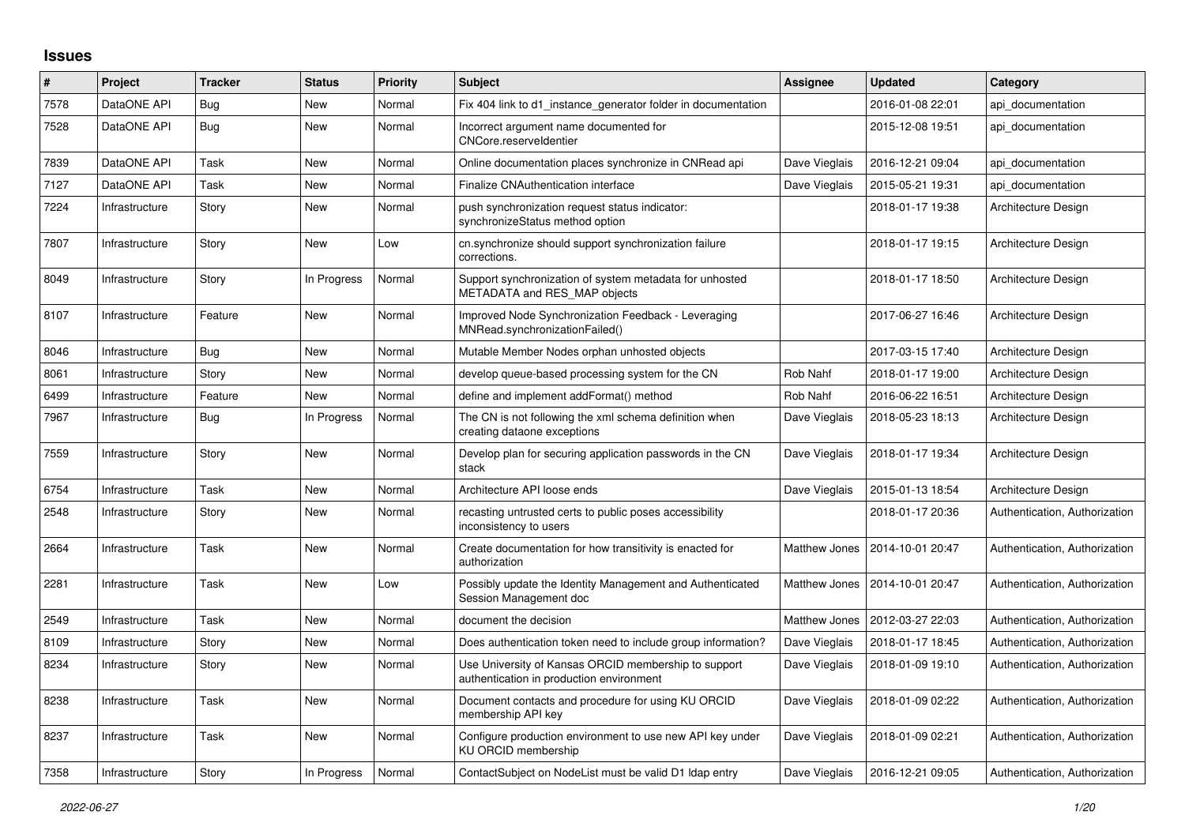# Issues

| # | Project | Tracker | Status | Priority | Subject | Assignee | Updated | Category |
|---|---|---|---|---|---|---|---|---|
| 7578 | DataONE API | Bug | New | Normal | Fix 404 link to d1_instance_generator folder in documentation | | 2016-01-08 22:01 | api_documentation |
| 7528 | DataONE API | Bug | New | Normal | Incorrect argument name documented for CNCore.reserveIdentier | | 2015-12-08 19:51 | api_documentation |
| 7839 | DataONE API | Task | New | Normal | Online documentation places synchronize in CNRead api | Dave Vieglais | 2016-12-21 09:04 | api_documentation |
| 7127 | DataONE API | Task | New | Normal | Finalize CNAuthentication interface | Dave Vieglais | 2015-05-21 19:31 | api_documentation |
| 7224 | Infrastructure | Story | New | Normal | push synchronization request status indicator: synchronizeStatus method option | | 2018-01-17 19:38 | Architecture Design |
| 7807 | Infrastructure | Story | New | Low | cn.synchronize should support synchronization failure corrections. | | 2018-01-17 19:15 | Architecture Design |
| 8049 | Infrastructure | Story | In Progress | Normal | Support synchronization of system metadata for unhosted METADATA and RES_MAP objects | | 2018-01-17 18:50 | Architecture Design |
| 8107 | Infrastructure | Feature | New | Normal | Improved Node Synchronization Feedback - Leveraging MNRead.synchronizationFailed() | | 2017-06-27 16:46 | Architecture Design |
| 8046 | Infrastructure | Bug | New | Normal | Mutable Member Nodes orphan unhosted objects | | 2017-03-15 17:40 | Architecture Design |
| 8061 | Infrastructure | Story | New | Normal | develop queue-based processing system for the CN | Rob Nahf | 2018-01-17 19:00 | Architecture Design |
| 6499 | Infrastructure | Feature | New | Normal | define and implement addFormat() method | Rob Nahf | 2016-06-22 16:51 | Architecture Design |
| 7967 | Infrastructure | Bug | In Progress | Normal | The CN is not following the xml schema definition when creating dataone exceptions | Dave Vieglais | 2018-05-23 18:13 | Architecture Design |
| 7559 | Infrastructure | Story | New | Normal | Develop plan for securing application passwords in the CN stack | Dave Vieglais | 2018-01-17 19:34 | Architecture Design |
| 6754 | Infrastructure | Task | New | Normal | Architecture API loose ends | Dave Vieglais | 2015-01-13 18:54 | Architecture Design |
| 2548 | Infrastructure | Story | New | Normal | recasting untrusted certs to public poses accessibility inconsistency to users | | 2018-01-17 20:36 | Authentication, Authorization |
| 2664 | Infrastructure | Task | New | Normal | Create documentation for how transitivity is enacted for authorization | Matthew Jones | 2014-10-01 20:47 | Authentication, Authorization |
| 2281 | Infrastructure | Task | New | Low | Possibly update the Identity Management and Authenticated Session Management doc | Matthew Jones | 2014-10-01 20:47 | Authentication, Authorization |
| 2549 | Infrastructure | Task | New | Normal | document the decision | Matthew Jones | 2012-03-27 22:03 | Authentication, Authorization |
| 8109 | Infrastructure | Story | New | Normal | Does authentication token need to include group information? | Dave Vieglais | 2018-01-17 18:45 | Authentication, Authorization |
| 8234 | Infrastructure | Story | New | Normal | Use University of Kansas ORCID membership to support authentication in production environment | Dave Vieglais | 2018-01-09 19:10 | Authentication, Authorization |
| 8238 | Infrastructure | Task | New | Normal | Document contacts and procedure for using KU ORCID membership API key | Dave Vieglais | 2018-01-09 02:22 | Authentication, Authorization |
| 8237 | Infrastructure | Task | New | Normal | Configure production environment to use new API key under KU ORCID membership | Dave Vieglais | 2018-01-09 02:21 | Authentication, Authorization |
| 7358 | Infrastructure | Story | In Progress | Normal | ContactSubject on NodeList must be valid D1 ldap entry | Dave Vieglais | 2016-12-21 09:05 | Authentication, Authorization |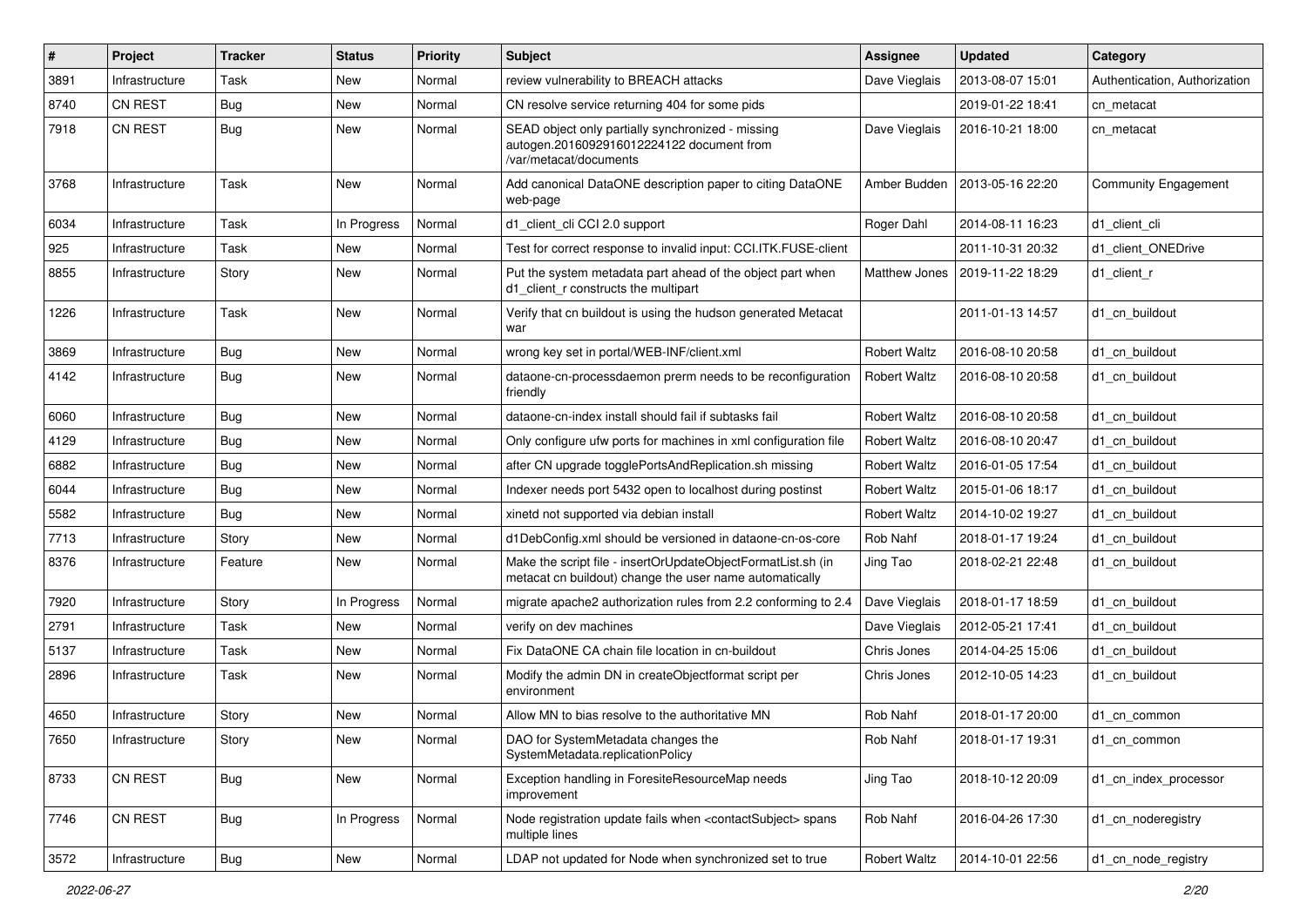| # | Project | Tracker | Status | Priority | Subject | Assignee | Updated | Category |
|---|---|---|---|---|---|---|---|---|
| 3891 | Infrastructure | Task | New | Normal | review vulnerability to BREACH attacks | Dave Vieglais | 2013-08-07 15:01 | Authentication, Authorization |
| 8740 | CN REST | Bug | New | Normal | CN resolve service returning 404 for some pids | | 2019-01-22 18:41 | cn_metacat |
| 7918 | CN REST | Bug | New | Normal | SEAD object only partially synchronized - missing autogen.2016092916012224122 document from /var/metacat/documents | Dave Vieglais | 2016-10-21 18:00 | cn_metacat |
| 3768 | Infrastructure | Task | New | Normal | Add canonical DataONE description paper to citing DataONE web-page | Amber Budden | 2013-05-16 22:20 | Community Engagement |
| 6034 | Infrastructure | Task | In Progress | Normal | d1_client_cli CCI 2.0 support | Roger Dahl | 2014-08-11 16:23 | d1_client_cli |
| 925 | Infrastructure | Task | New | Normal | Test for correct response to invalid input: CCI.ITK.FUSE-client | | 2011-10-31 20:32 | d1_client_ONEDrive |
| 8855 | Infrastructure | Story | New | Normal | Put the system metadata part ahead of the object part when d1_client_r constructs the multipart | Matthew Jones | 2019-11-22 18:29 | d1_client_r |
| 1226 | Infrastructure | Task | New | Normal | Verify that cn buildout is using the hudson generated Metacat war | | 2011-01-13 14:57 | d1_cn_buildout |
| 3869 | Infrastructure | Bug | New | Normal | wrong key set in portal/WEB-INF/client.xml | Robert Waltz | 2016-08-10 20:58 | d1_cn_buildout |
| 4142 | Infrastructure | Bug | New | Normal | dataone-cn-processdaemon prerm needs to be reconfiguration friendly | Robert Waltz | 2016-08-10 20:58 | d1_cn_buildout |
| 6060 | Infrastructure | Bug | New | Normal | dataone-cn-index install should fail if subtasks fail | Robert Waltz | 2016-08-10 20:58 | d1_cn_buildout |
| 4129 | Infrastructure | Bug | New | Normal | Only configure ufw ports for machines in xml configuration file | Robert Waltz | 2016-08-10 20:47 | d1_cn_buildout |
| 6882 | Infrastructure | Bug | New | Normal | after CN upgrade togglePortsAndReplication.sh missing | Robert Waltz | 2016-01-05 17:54 | d1_cn_buildout |
| 6044 | Infrastructure | Bug | New | Normal | Indexer needs port 5432 open to localhost during postinst | Robert Waltz | 2015-01-06 18:17 | d1_cn_buildout |
| 5582 | Infrastructure | Bug | New | Normal | xinetd not supported via debian install | Robert Waltz | 2014-10-02 19:27 | d1_cn_buildout |
| 7713 | Infrastructure | Story | New | Normal | d1DebConfig.xml should be versioned in dataone-cn-os-core | Rob Nahf | 2018-01-17 19:24 | d1_cn_buildout |
| 8376 | Infrastructure | Feature | New | Normal | Make the script file - insertOrUpdateObjectFormatList.sh (in metacat cn buildout) change the user name automatically | Jing Tao | 2018-02-21 22:48 | d1_cn_buildout |
| 7920 | Infrastructure | Story | In Progress | Normal | migrate apache2 authorization rules from 2.2 conforming to 2.4 | Dave Vieglais | 2018-01-17 18:59 | d1_cn_buildout |
| 2791 | Infrastructure | Task | New | Normal | verify on dev machines | Dave Vieglais | 2012-05-21 17:41 | d1_cn_buildout |
| 5137 | Infrastructure | Task | New | Normal | Fix DataONE CA chain file location in cn-buildout | Chris Jones | 2014-04-25 15:06 | d1_cn_buildout |
| 2896 | Infrastructure | Task | New | Normal | Modify the admin DN in createObjectformat script per environment | Chris Jones | 2012-10-05 14:23 | d1_cn_buildout |
| 4650 | Infrastructure | Story | New | Normal | Allow MN to bias resolve to the authoritative MN | Rob Nahf | 2018-01-17 20:00 | d1_cn_common |
| 7650 | Infrastructure | Story | New | Normal | DAO for SystemMetadata changes the SystemMetadata.replicationPolicy | Rob Nahf | 2018-01-17 19:31 | d1_cn_common |
| 8733 | CN REST | Bug | New | Normal | Exception handling in ForesiteResourceMap needs improvement | Jing Tao | 2018-10-12 20:09 | d1_cn_index_processor |
| 7746 | CN REST | Bug | In Progress | Normal | Node registration update fails when <contactSubject> spans multiple lines | Rob Nahf | 2016-04-26 17:30 | d1_cn_noderegistry |
| 3572 | Infrastructure | Bug | New | Normal | LDAP not updated for Node when synchronized set to true | Robert Waltz | 2014-10-01 22:56 | d1_cn_node_registry |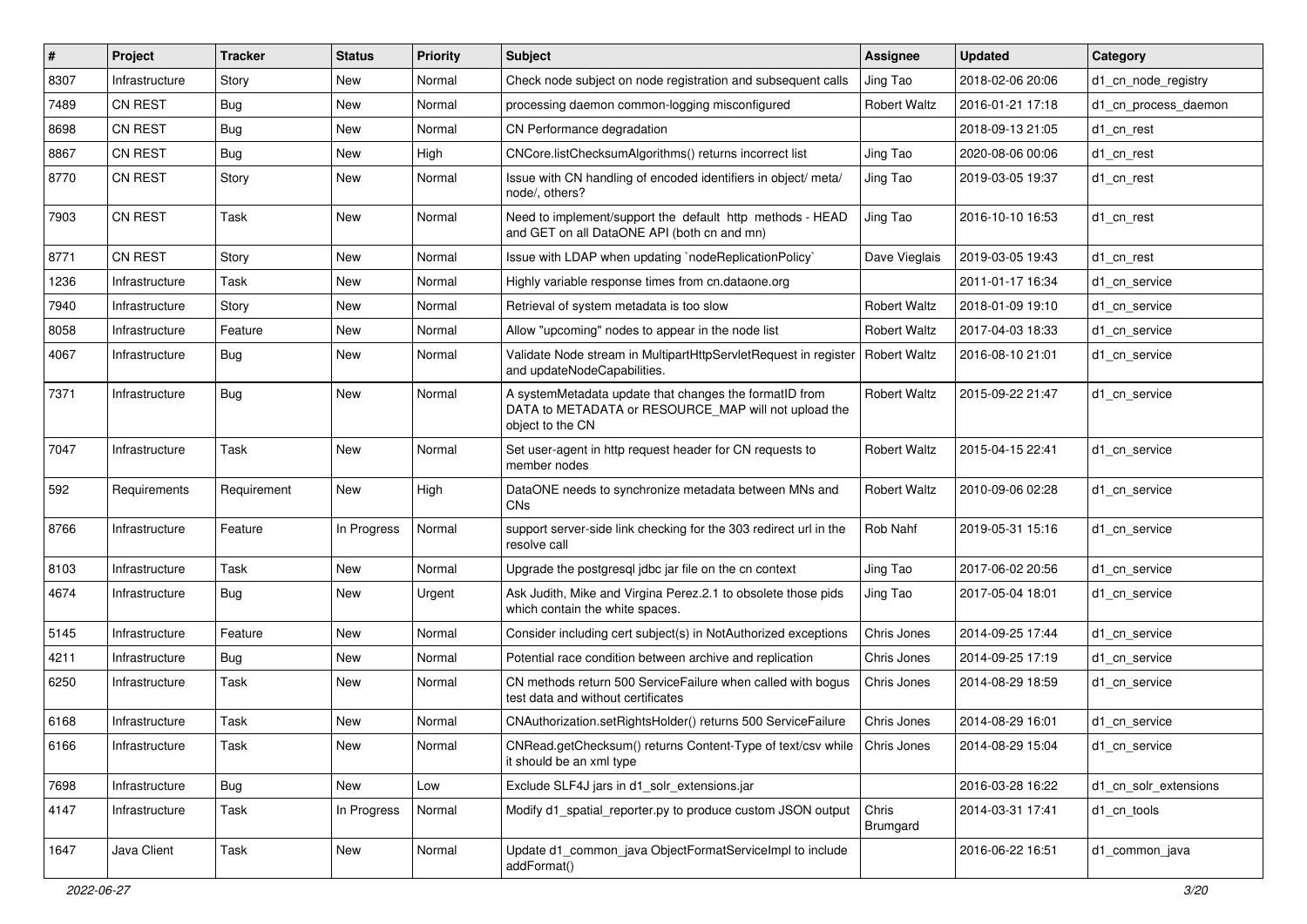| # | Project | Tracker | Status | Priority | Subject | Assignee | Updated | Category |
|---|---|---|---|---|---|---|---|---|
| 8307 | Infrastructure | Story | New | Normal | Check node subject on node registration and subsequent calls | Jing Tao | 2018-02-06 20:06 | d1_cn_node_registry |
| 7489 | CN REST | Bug | New | Normal | processing daemon common-logging misconfigured | Robert Waltz | 2016-01-21 17:18 | d1_cn_process_daemon |
| 8698 | CN REST | Bug | New | Normal | CN Performance degradation | | 2018-09-13 21:05 | d1_cn_rest |
| 8867 | CN REST | Bug | New | High | CNCore.listChecksumAlgorithms() returns incorrect list | Jing Tao | 2020-08-06 00:06 | d1_cn_rest |
| 8770 | CN REST | Story | New | Normal | Issue with CN handling of encoded identifiers in object/ meta/ node/, others? | Jing Tao | 2019-03-05 19:37 | d1_cn_rest |
| 7903 | CN REST | Task | New | Normal | Need to implement/support the default http methods - HEAD and GET on all DataONE API (both cn and mn) | Jing Tao | 2016-10-10 16:53 | d1_cn_rest |
| 8771 | CN REST | Story | New | Normal | Issue with LDAP when updating `nodeReplicationPolicy` | Dave Vieglais | 2019-03-05 19:43 | d1_cn_rest |
| 1236 | Infrastructure | Task | New | Normal | Highly variable response times from cn.dataone.org | | 2011-01-17 16:34 | d1_cn_service |
| 7940 | Infrastructure | Story | New | Normal | Retrieval of system metadata is too slow | Robert Waltz | 2018-01-09 19:10 | d1_cn_service |
| 8058 | Infrastructure | Feature | New | Normal | Allow "upcoming" nodes to appear in the node list | Robert Waltz | 2017-04-03 18:33 | d1_cn_service |
| 4067 | Infrastructure | Bug | New | Normal | Validate Node stream in MultipartHttpServletRequest in register and updateNodeCapabilities. | Robert Waltz | 2016-08-10 21:01 | d1_cn_service |
| 7371 | Infrastructure | Bug | New | Normal | A systemMetadata update that changes the formatID from DATA to METADATA or RESOURCE_MAP will not upload the object to the CN | Robert Waltz | 2015-09-22 21:47 | d1_cn_service |
| 7047 | Infrastructure | Task | New | Normal | Set user-agent in http request header for CN requests to member nodes | Robert Waltz | 2015-04-15 22:41 | d1_cn_service |
| 592 | Requirements | Requirement | New | High | DataONE needs to synchronize metadata between MNs and CNs | Robert Waltz | 2010-09-06 02:28 | d1_cn_service |
| 8766 | Infrastructure | Feature | In Progress | Normal | support server-side link checking for the 303 redirect url in the resolve call | Rob Nahf | 2019-05-31 15:16 | d1_cn_service |
| 8103 | Infrastructure | Task | New | Normal | Upgrade the postgresql jdbc jar file on the cn context | Jing Tao | 2017-06-02 20:56 | d1_cn_service |
| 4674 | Infrastructure | Bug | New | Urgent | Ask Judith, Mike and Virgina Perez.2.1 to obsolete those pids which contain the white spaces. | Jing Tao | 2017-05-04 18:01 | d1_cn_service |
| 5145 | Infrastructure | Feature | New | Normal | Consider including cert subject(s) in NotAuthorized exceptions | Chris Jones | 2014-09-25 17:44 | d1_cn_service |
| 4211 | Infrastructure | Bug | New | Normal | Potential race condition between archive and replication | Chris Jones | 2014-09-25 17:19 | d1_cn_service |
| 6250 | Infrastructure | Task | New | Normal | CN methods return 500 ServiceFailure when called with bogus test data and without certificates | Chris Jones | 2014-08-29 18:59 | d1_cn_service |
| 6168 | Infrastructure | Task | New | Normal | CNAuthorization.setRightsHolder() returns 500 ServiceFailure | Chris Jones | 2014-08-29 16:01 | d1_cn_service |
| 6166 | Infrastructure | Task | New | Normal | CNRead.getChecksum() returns Content-Type of text/csv while it should be an xml type | Chris Jones | 2014-08-29 15:04 | d1_cn_service |
| 7698 | Infrastructure | Bug | New | Low | Exclude SLF4J jars in d1_solr_extensions.jar | | 2016-03-28 16:22 | d1_cn_solr_extensions |
| 4147 | Infrastructure | Task | In Progress | Normal | Modify d1_spatial_reporter.py to produce custom JSON output | Chris Brumgard | 2014-03-31 17:41 | d1_cn_tools |
| 1647 | Java Client | Task | New | Normal | Update d1_common_java ObjectFormatServiceImpl to include addFormat() | | 2016-06-22 16:51 | d1_common_java |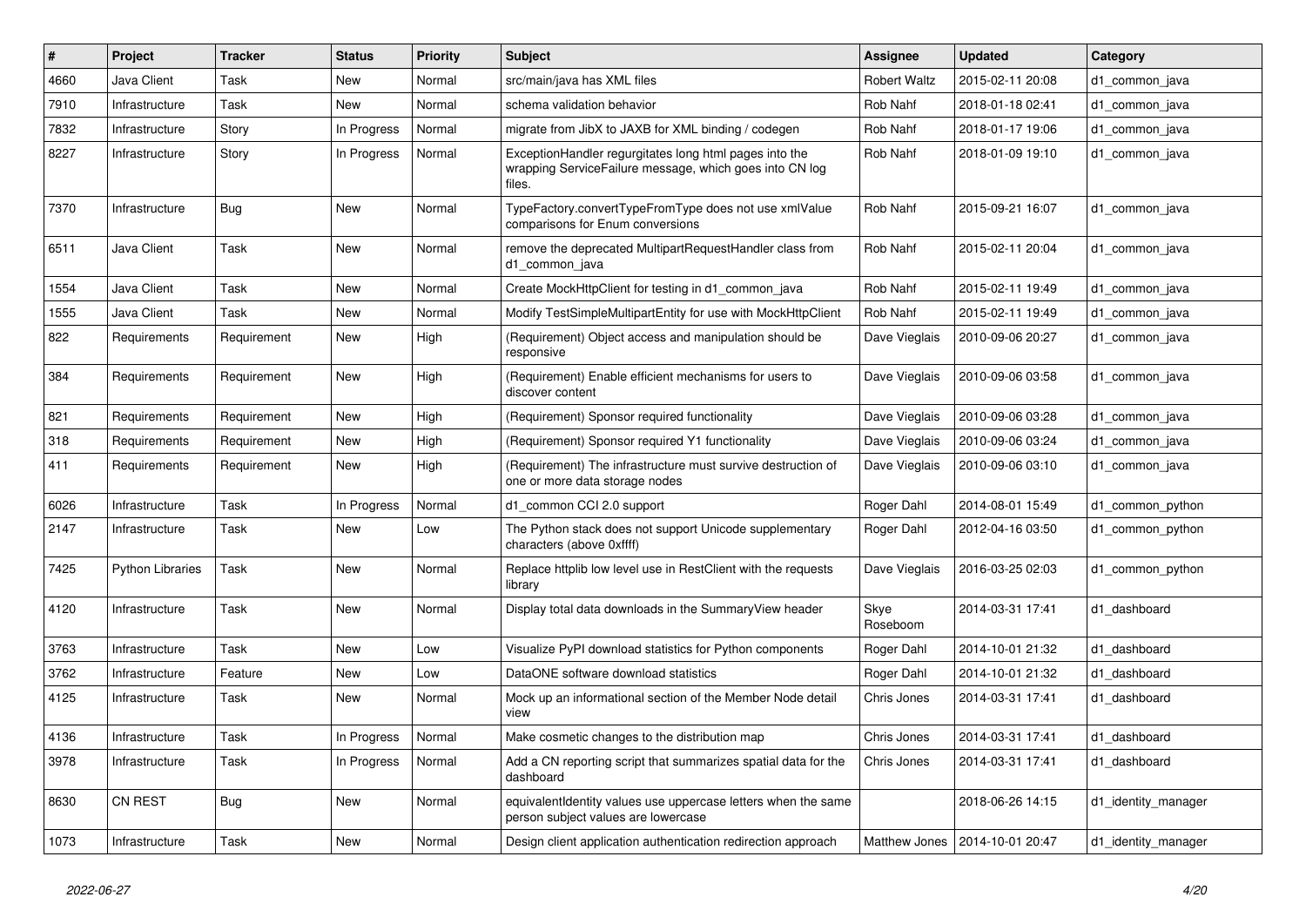| # | Project | Tracker | Status | Priority | Subject | Assignee | Updated | Category |
|---|---|---|---|---|---|---|---|---|
| 4660 | Java Client | Task | New | Normal | src/main/java has XML files | Robert Waltz | 2015-02-11 20:08 | d1_common_java |
| 7910 | Infrastructure | Task | New | Normal | schema validation behavior | Rob Nahf | 2018-01-18 02:41 | d1_common_java |
| 7832 | Infrastructure | Story | In Progress | Normal | migrate from JibX to JAXB for XML binding / codegen | Rob Nahf | 2018-01-17 19:06 | d1_common_java |
| 8227 | Infrastructure | Story | In Progress | Normal | ExceptionHandler regurgitates long html pages into the wrapping ServiceFailure message, which goes into CN log files. | Rob Nahf | 2018-01-09 19:10 | d1_common_java |
| 7370 | Infrastructure | Bug | New | Normal | TypeFactory.convertTypeFromType does not use xmlValue comparisons for Enum conversions | Rob Nahf | 2015-09-21 16:07 | d1_common_java |
| 6511 | Java Client | Task | New | Normal | remove the deprecated MultipartRequestHandler class from d1_common_java | Rob Nahf | 2015-02-11 20:04 | d1_common_java |
| 1554 | Java Client | Task | New | Normal | Create MockHttpClient for testing in d1_common_java | Rob Nahf | 2015-02-11 19:49 | d1_common_java |
| 1555 | Java Client | Task | New | Normal | Modify TestSimpleMultipartEntity for use with MockHttpClient | Rob Nahf | 2015-02-11 19:49 | d1_common_java |
| 822 | Requirements | Requirement | New | High | (Requirement) Object access and manipulation should be responsive | Dave Vieglais | 2010-09-06 20:27 | d1_common_java |
| 384 | Requirements | Requirement | New | High | (Requirement) Enable efficient mechanisms for users to discover content | Dave Vieglais | 2010-09-06 03:58 | d1_common_java |
| 821 | Requirements | Requirement | New | High | (Requirement) Sponsor required functionality | Dave Vieglais | 2010-09-06 03:28 | d1_common_java |
| 318 | Requirements | Requirement | New | High | (Requirement) Sponsor required Y1 functionality | Dave Vieglais | 2010-09-06 03:24 | d1_common_java |
| 411 | Requirements | Requirement | New | High | (Requirement) The infrastructure must survive destruction of one or more data storage nodes | Dave Vieglais | 2010-09-06 03:10 | d1_common_java |
| 6026 | Infrastructure | Task | In Progress | Normal | d1_common CCI 2.0 support | Roger Dahl | 2014-08-01 15:49 | d1_common_python |
| 2147 | Infrastructure | Task | New | Low | The Python stack does not support Unicode supplementary characters (above 0xffff) | Roger Dahl | 2012-04-16 03:50 | d1_common_python |
| 7425 | Python Libraries | Task | New | Normal | Replace httplib low level use in RestClient with the requests library | Dave Vieglais | 2016-03-25 02:03 | d1_common_python |
| 4120 | Infrastructure | Task | New | Normal | Display total data downloads in the SummaryView header | Skye Roseboom | 2014-03-31 17:41 | d1_dashboard |
| 3763 | Infrastructure | Task | New | Low | Visualize PyPI download statistics for Python components | Roger Dahl | 2014-10-01 21:32 | d1_dashboard |
| 3762 | Infrastructure | Feature | New | Low | DataONE software download statistics | Roger Dahl | 2014-10-01 21:32 | d1_dashboard |
| 4125 | Infrastructure | Task | New | Normal | Mock up an informational section of the Member Node detail view | Chris Jones | 2014-03-31 17:41 | d1_dashboard |
| 4136 | Infrastructure | Task | In Progress | Normal | Make cosmetic changes to the distribution map | Chris Jones | 2014-03-31 17:41 | d1_dashboard |
| 3978 | Infrastructure | Task | In Progress | Normal | Add a CN reporting script that summarizes spatial data for the dashboard | Chris Jones | 2014-03-31 17:41 | d1_dashboard |
| 8630 | CN REST | Bug | New | Normal | equivalentIdentity values use uppercase letters when the same person subject values are lowercase | | 2018-06-26 14:15 | d1_identity_manager |
| 1073 | Infrastructure | Task | New | Normal | Design client application authentication redirection approach | Matthew Jones | 2014-10-01 20:47 | d1_identity_manager |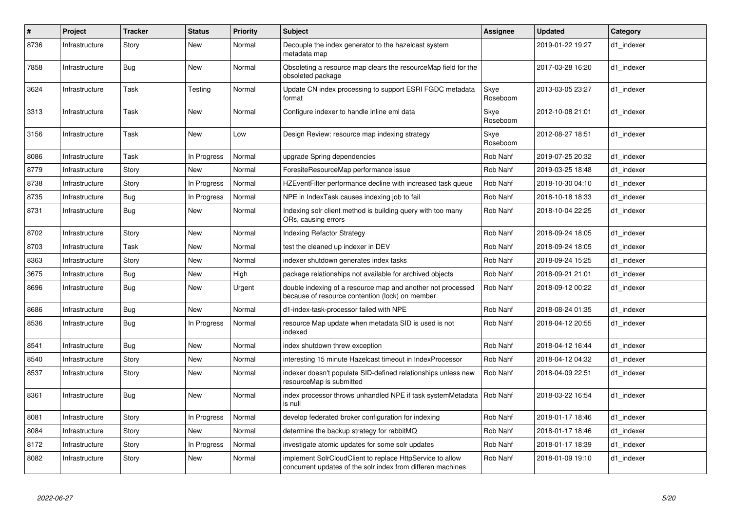| # | Project | Tracker | Status | Priority | Subject | Assignee | Updated | Category |
|---|---|---|---|---|---|---|---|---|
| 8736 | Infrastructure | Story | New | Normal | Decouple the index generator to the hazelcast system metadata map | | 2019-01-22 19:27 | d1_indexer |
| 7858 | Infrastructure | Bug | New | Normal | Obsoleting a resource map clears the resourceMap field for the obsoleted package | | 2017-03-28 16:20 | d1_indexer |
| 3624 | Infrastructure | Task | Testing | Normal | Update CN index processing to support ESRI FGDC metadata format | Skye Roseboom | 2013-03-05 23:27 | d1_indexer |
| 3313 | Infrastructure | Task | New | Normal | Configure indexer to handle inline eml data | Skye Roseboom | 2012-10-08 21:01 | d1_indexer |
| 3156 | Infrastructure | Task | New | Low | Design Review: resource map indexing strategy | Skye Roseboom | 2012-08-27 18:51 | d1_indexer |
| 8086 | Infrastructure | Task | In Progress | Normal | upgrade Spring dependencies | Rob Nahf | 2019-07-25 20:32 | d1_indexer |
| 8779 | Infrastructure | Story | New | Normal | ForesiteResourceMap performance issue | Rob Nahf | 2019-03-25 18:48 | d1_indexer |
| 8738 | Infrastructure | Story | In Progress | Normal | HZEventFilter performance decline with increased task queue | Rob Nahf | 2018-10-30 04:10 | d1_indexer |
| 8735 | Infrastructure | Bug | In Progress | Normal | NPE in IndexTask causes indexing job to fail | Rob Nahf | 2018-10-18 18:33 | d1_indexer |
| 8731 | Infrastructure | Bug | New | Normal | Indexing solr client method is building query with too many ORs, causing errors | Rob Nahf | 2018-10-04 22:25 | d1_indexer |
| 8702 | Infrastructure | Story | New | Normal | Indexing Refactor Strategy | Rob Nahf | 2018-09-24 18:05 | d1_indexer |
| 8703 | Infrastructure | Task | New | Normal | test the cleaned up indexer in DEV | Rob Nahf | 2018-09-24 18:05 | d1_indexer |
| 8363 | Infrastructure | Story | New | Normal | indexer shutdown generates index tasks | Rob Nahf | 2018-09-24 15:25 | d1_indexer |
| 3675 | Infrastructure | Bug | New | High | package relationships not available for archived objects | Rob Nahf | 2018-09-21 21:01 | d1_indexer |
| 8696 | Infrastructure | Bug | New | Urgent | double indexing of a resource map and another not processed because of resource contention (lock) on member | Rob Nahf | 2018-09-12 00:22 | d1_indexer |
| 8686 | Infrastructure | Bug | New | Normal | d1-index-task-processor failed with NPE | Rob Nahf | 2018-08-24 01:35 | d1_indexer |
| 8536 | Infrastructure | Bug | In Progress | Normal | resource Map update when metadata SID is used is not indexed | Rob Nahf | 2018-04-12 20:55 | d1_indexer |
| 8541 | Infrastructure | Bug | New | Normal | index shutdown threw exception | Rob Nahf | 2018-04-12 16:44 | d1_indexer |
| 8540 | Infrastructure | Story | New | Normal | interesting 15 minute Hazelcast timeout in IndexProcessor | Rob Nahf | 2018-04-12 04:32 | d1_indexer |
| 8537 | Infrastructure | Story | New | Normal | indexer doesn't populate SID-defined relationships unless new resourceMap is submitted | Rob Nahf | 2018-04-09 22:51 | d1_indexer |
| 8361 | Infrastructure | Bug | New | Normal | index processor throws unhandled NPE if task systemMetadata is null | Rob Nahf | 2018-03-22 16:54 | d1_indexer |
| 8081 | Infrastructure | Story | In Progress | Normal | develop federated broker configuration for indexing | Rob Nahf | 2018-01-17 18:46 | d1_indexer |
| 8084 | Infrastructure | Story | New | Normal | determine the backup strategy for rabbitMQ | Rob Nahf | 2018-01-17 18:46 | d1_indexer |
| 8172 | Infrastructure | Story | In Progress | Normal | investigate atomic updates for some solr updates | Rob Nahf | 2018-01-17 18:39 | d1_indexer |
| 8082 | Infrastructure | Story | New | Normal | implement SolrCloudClient to replace HttpService to allow concurrent updates of the solr index from differen machines | Rob Nahf | 2018-01-09 19:10 | d1_indexer |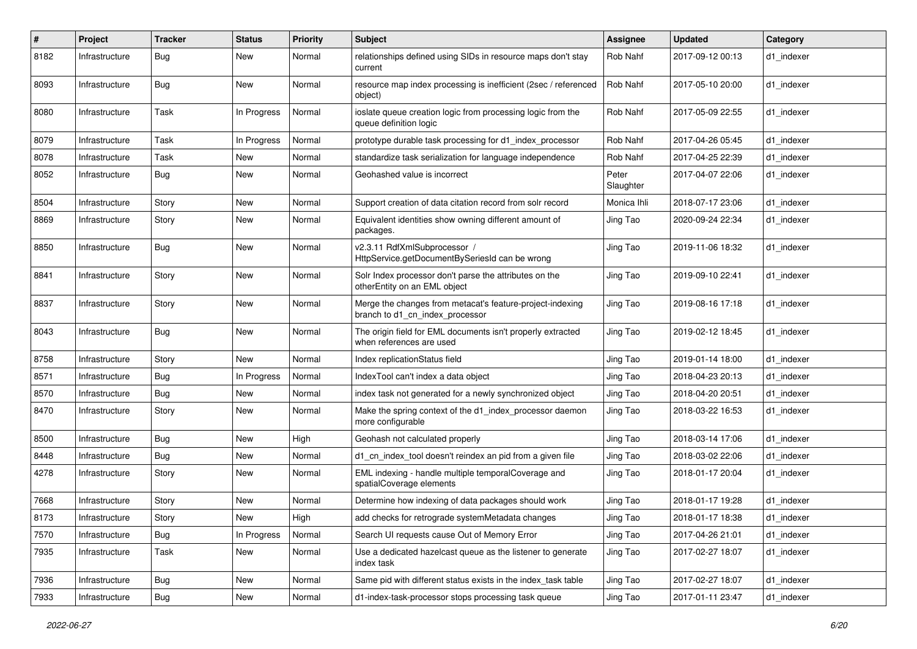| # | Project | Tracker | Status | Priority | Subject | Assignee | Updated | Category |
|---|---|---|---|---|---|---|---|---|
| 8182 | Infrastructure | Bug | New | Normal | relationships defined using SIDs in resource maps don't stay current | Rob Nahf | 2017-09-12 00:13 | d1_indexer |
| 8093 | Infrastructure | Bug | New | Normal | resource map index processing is inefficient (2sec / referenced object) | Rob Nahf | 2017-05-10 20:00 | d1_indexer |
| 8080 | Infrastructure | Task | In Progress | Normal | ioslate queue creation logic from processing logic from the queue definition logic | Rob Nahf | 2017-05-09 22:55 | d1_indexer |
| 8079 | Infrastructure | Task | In Progress | Normal | prototype durable task processing for d1_index_processor | Rob Nahf | 2017-04-26 05:45 | d1_indexer |
| 8078 | Infrastructure | Task | New | Normal | standardize task serialization for language independence | Rob Nahf | 2017-04-25 22:39 | d1_indexer |
| 8052 | Infrastructure | Bug | New | Normal | Geohashed value is incorrect | Peter Slaughter | 2017-04-07 22:06 | d1_indexer |
| 8504 | Infrastructure | Story | New | Normal | Support creation of data citation record from solr record | Monica Ihli | 2018-07-17 23:06 | d1_indexer |
| 8869 | Infrastructure | Story | New | Normal | Equivalent identities show owning different amount of packages. | Jing Tao | 2020-09-24 22:34 | d1_indexer |
| 8850 | Infrastructure | Bug | New | Normal | v2.3.11 RdfXmlSubprocessor / HttpService.getDocumentBySeriesId can be wrong | Jing Tao | 2019-11-06 18:32 | d1_indexer |
| 8841 | Infrastructure | Story | New | Normal | Solr Index processor don't parse the attributes on the otherEntity on an EML object | Jing Tao | 2019-09-10 22:41 | d1_indexer |
| 8837 | Infrastructure | Story | New | Normal | Merge the changes from metacat's feature-project-indexing branch to d1_cn_index_processor | Jing Tao | 2019-08-16 17:18 | d1_indexer |
| 8043 | Infrastructure | Bug | New | Normal | The origin field for EML documents isn't properly extracted when references are used | Jing Tao | 2019-02-12 18:45 | d1_indexer |
| 8758 | Infrastructure | Story | New | Normal | Index replicationStatus field | Jing Tao | 2019-01-14 18:00 | d1_indexer |
| 8571 | Infrastructure | Bug | In Progress | Normal | IndexTool can't index a data object | Jing Tao | 2018-04-23 20:13 | d1_indexer |
| 8570 | Infrastructure | Bug | New | Normal | index task not generated for a newly synchronized object | Jing Tao | 2018-04-20 20:51 | d1_indexer |
| 8470 | Infrastructure | Story | New | Normal | Make the spring context of the d1_index_processor daemon more configurable | Jing Tao | 2018-03-22 16:53 | d1_indexer |
| 8500 | Infrastructure | Bug | New | High | Geohash not calculated properly | Jing Tao | 2018-03-14 17:06 | d1_indexer |
| 8448 | Infrastructure | Bug | New | Normal | d1_cn_index_tool doesn't reindex an pid from a given file | Jing Tao | 2018-03-02 22:06 | d1_indexer |
| 4278 | Infrastructure | Story | New | Normal | EML indexing - handle multiple temporalCoverage and spatialCoverage elements | Jing Tao | 2018-01-17 20:04 | d1_indexer |
| 7668 | Infrastructure | Story | New | Normal | Determine how indexing of data packages should work | Jing Tao | 2018-01-17 19:28 | d1_indexer |
| 8173 | Infrastructure | Story | New | High | add checks for retrograde systemMetadata changes | Jing Tao | 2018-01-17 18:38 | d1_indexer |
| 7570 | Infrastructure | Bug | In Progress | Normal | Search UI requests cause Out of Memory Error | Jing Tao | 2017-04-26 21:01 | d1_indexer |
| 7935 | Infrastructure | Task | New | Normal | Use a dedicated hazelcast queue as the listener to generate index task | Jing Tao | 2017-02-27 18:07 | d1_indexer |
| 7936 | Infrastructure | Bug | New | Normal | Same pid with different status exists in the index_task table | Jing Tao | 2017-02-27 18:07 | d1_indexer |
| 7933 | Infrastructure | Bug | New | Normal | d1-index-task-processor stops processing task queue | Jing Tao | 2017-01-11 23:47 | d1_indexer |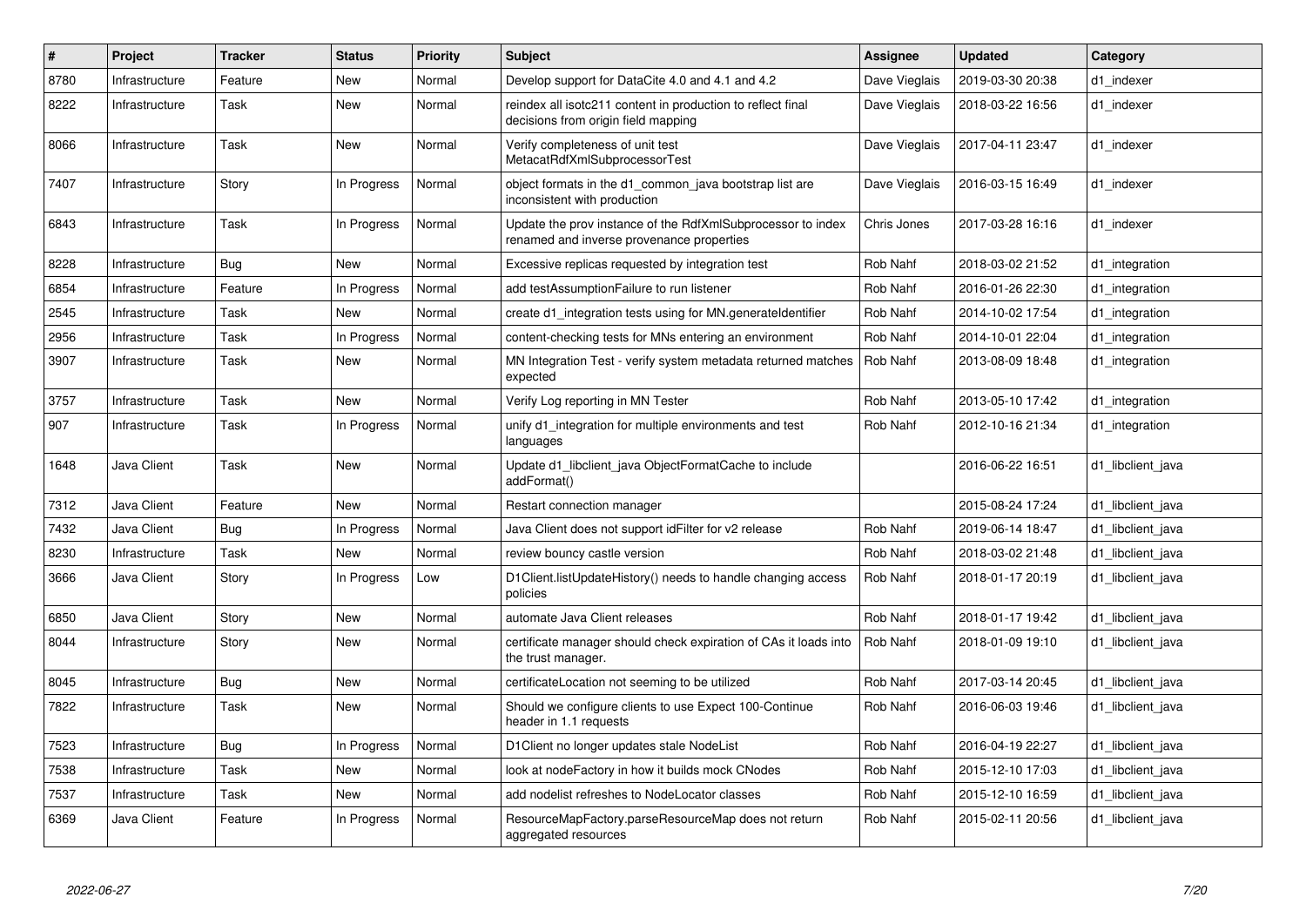| # | Project | Tracker | Status | Priority | Subject | Assignee | Updated | Category |
|---|---|---|---|---|---|---|---|---|
| 8780 | Infrastructure | Feature | New | Normal | Develop support for DataCite 4.0 and 4.1 and 4.2 | Dave Vieglais | 2019-03-30 20:38 | d1_indexer |
| 8222 | Infrastructure | Task | New | Normal | reindex all isotc211 content in production to reflect final decisions from origin field mapping | Dave Vieglais | 2018-03-22 16:56 | d1_indexer |
| 8066 | Infrastructure | Task | New | Normal | Verify completeness of unit test MetacatRdfXmlSubprocessorTest | Dave Vieglais | 2017-04-11 23:47 | d1_indexer |
| 7407 | Infrastructure | Story | In Progress | Normal | object formats in the d1_common_java bootstrap list are inconsistent with production | Dave Vieglais | 2016-03-15 16:49 | d1_indexer |
| 6843 | Infrastructure | Task | In Progress | Normal | Update the prov instance of the RdfXmlSubprocessor to index renamed and inverse provenance properties | Chris Jones | 2017-03-28 16:16 | d1_indexer |
| 8228 | Infrastructure | Bug | New | Normal | Excessive replicas requested by integration test | Rob Nahf | 2018-03-02 21:52 | d1_integration |
| 6854 | Infrastructure | Feature | In Progress | Normal | add testAssumptionFailure to run listener | Rob Nahf | 2016-01-26 22:30 | d1_integration |
| 2545 | Infrastructure | Task | New | Normal | create d1_integration tests using for MN.generateIdentifier | Rob Nahf | 2014-10-02 17:54 | d1_integration |
| 2956 | Infrastructure | Task | In Progress | Normal | content-checking tests for MNs entering an environment | Rob Nahf | 2014-10-01 22:04 | d1_integration |
| 3907 | Infrastructure | Task | New | Normal | MN Integration Test - verify system metadata returned matches expected | Rob Nahf | 2013-08-09 18:48 | d1_integration |
| 3757 | Infrastructure | Task | New | Normal | Verify Log reporting in MN Tester | Rob Nahf | 2013-05-10 17:42 | d1_integration |
| 907 | Infrastructure | Task | In Progress | Normal | unify d1_integration for multiple environments and test languages | Rob Nahf | 2012-10-16 21:34 | d1_integration |
| 1648 | Java Client | Task | New | Normal | Update d1_libclient_java ObjectFormatCache to include addFormat() | | 2016-06-22 16:51 | d1_libclient_java |
| 7312 | Java Client | Feature | New | Normal | Restart connection manager | | 2015-08-24 17:24 | d1_libclient_java |
| 7432 | Java Client | Bug | In Progress | Normal | Java Client does not support idFilter for v2 release | Rob Nahf | 2019-06-14 18:47 | d1_libclient_java |
| 8230 | Infrastructure | Task | New | Normal | review bouncy castle version | Rob Nahf | 2018-03-02 21:48 | d1_libclient_java |
| 3666 | Java Client | Story | In Progress | Low | D1Client.listUpdateHistory() needs to handle changing access policies | Rob Nahf | 2018-01-17 20:19 | d1_libclient_java |
| 6850 | Java Client | Story | New | Normal | automate Java Client releases | Rob Nahf | 2018-01-17 19:42 | d1_libclient_java |
| 8044 | Infrastructure | Story | New | Normal | certificate manager should check expiration of CAs it loads into the trust manager. | Rob Nahf | 2018-01-09 19:10 | d1_libclient_java |
| 8045 | Infrastructure | Bug | New | Normal | certificateLocation not seeming to be utilized | Rob Nahf | 2017-03-14 20:45 | d1_libclient_java |
| 7822 | Infrastructure | Task | New | Normal | Should we configure clients to use Expect 100-Continue header in 1.1 requests | Rob Nahf | 2016-06-03 19:46 | d1_libclient_java |
| 7523 | Infrastructure | Bug | In Progress | Normal | D1Client no longer updates stale NodeList | Rob Nahf | 2016-04-19 22:27 | d1_libclient_java |
| 7538 | Infrastructure | Task | New | Normal | look at nodeFactory in how it builds mock CNodes | Rob Nahf | 2015-12-10 17:03 | d1_libclient_java |
| 7537 | Infrastructure | Task | New | Normal | add nodelist refreshes to NodeLocator classes | Rob Nahf | 2015-12-10 16:59 | d1_libclient_java |
| 6369 | Java Client | Feature | In Progress | Normal | ResourceMapFactory.parseResourceMap does not return aggregated resources | Rob Nahf | 2015-02-11 20:56 | d1_libclient_java |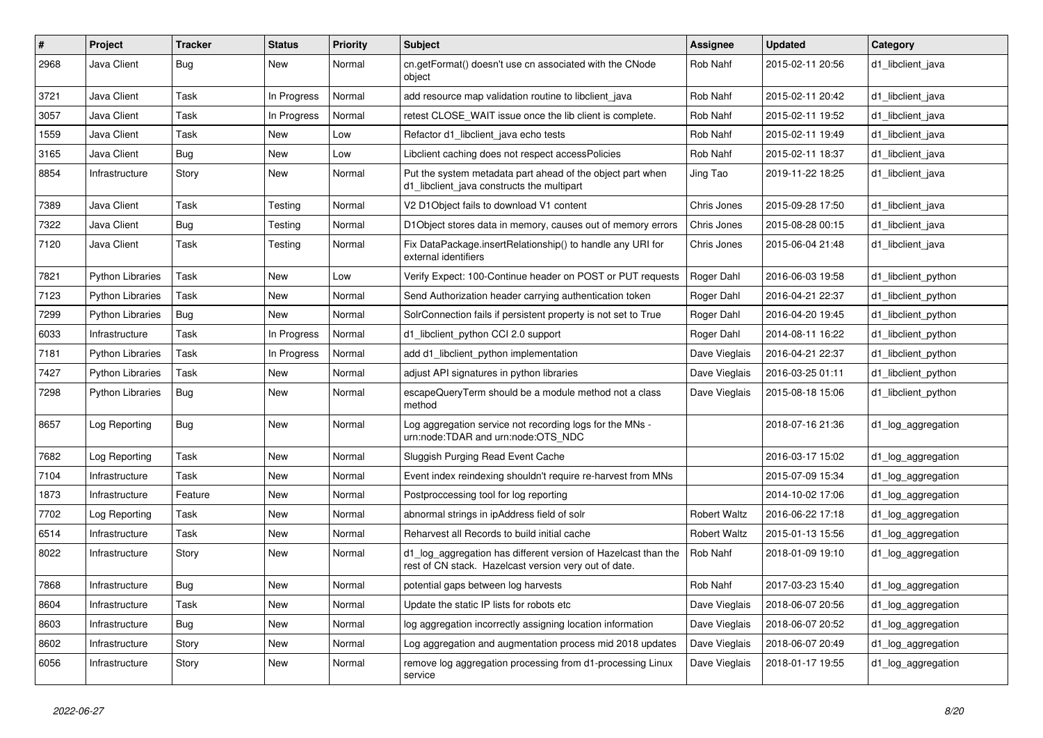| # | Project | Tracker | Status | Priority | Subject | Assignee | Updated | Category |
|---|---|---|---|---|---|---|---|---|
| 2968 | Java Client | Bug | New | Normal | cn.getFormat() doesn't use cn associated with the CNode object | Rob Nahf | 2015-02-11 20:56 | d1_libclient_java |
| 3721 | Java Client | Task | In Progress | Normal | add resource map validation routine to libclient_java | Rob Nahf | 2015-02-11 20:42 | d1_libclient_java |
| 3057 | Java Client | Task | In Progress | Normal | retest CLOSE_WAIT issue once the lib client is complete. | Rob Nahf | 2015-02-11 19:52 | d1_libclient_java |
| 1559 | Java Client | Task | New | Low | Refactor d1_libclient_java echo tests | Rob Nahf | 2015-02-11 19:49 | d1_libclient_java |
| 3165 | Java Client | Bug | New | Low | Libclient caching does not respect accessPolicies | Rob Nahf | 2015-02-11 18:37 | d1_libclient_java |
| 8854 | Infrastructure | Story | New | Normal | Put the system metadata part ahead of the object part when d1_libclient_java constructs the multipart | Jing Tao | 2019-11-22 18:25 | d1_libclient_java |
| 7389 | Java Client | Task | Testing | Normal | V2 D1Object fails to download V1 content | Chris Jones | 2015-09-28 17:50 | d1_libclient_java |
| 7322 | Java Client | Bug | Testing | Normal | D1Object stores data in memory, causes out of memory errors | Chris Jones | 2015-08-28 00:15 | d1_libclient_java |
| 7120 | Java Client | Task | Testing | Normal | Fix DataPackage.insertRelationship() to handle any URI for external identifiers | Chris Jones | 2015-06-04 21:48 | d1_libclient_java |
| 7821 | Python Libraries | Task | New | Low | Verify Expect: 100-Continue header on POST or PUT requests | Roger Dahl | 2016-06-03 19:58 | d1_libclient_python |
| 7123 | Python Libraries | Task | New | Normal | Send Authorization header carrying authentication token | Roger Dahl | 2016-04-21 22:37 | d1_libclient_python |
| 7299 | Python Libraries | Bug | New | Normal | SolrConnection fails if persistent property is not set to True | Roger Dahl | 2016-04-20 19:45 | d1_libclient_python |
| 6033 | Infrastructure | Task | In Progress | Normal | d1_libclient_python CCI 2.0 support | Roger Dahl | 2014-08-11 16:22 | d1_libclient_python |
| 7181 | Python Libraries | Task | In Progress | Normal | add d1_libclient_python implementation | Dave Vieglais | 2016-04-21 22:37 | d1_libclient_python |
| 7427 | Python Libraries | Task | New | Normal | adjust API signatures in python libraries | Dave Vieglais | 2016-03-25 01:11 | d1_libclient_python |
| 7298 | Python Libraries | Bug | New | Normal | escapeQueryTerm should be a module method not a class method | Dave Vieglais | 2015-08-18 15:06 | d1_libclient_python |
| 8657 | Log Reporting | Bug | New | Normal | Log aggregation service not recording logs for the MNs - urn:node:TDAR and urn:node:OTS_NDC | | 2018-07-16 21:36 | d1_log_aggregation |
| 7682 | Log Reporting | Task | New | Normal | Sluggish Purging Read Event Cache | | 2016-03-17 15:02 | d1_log_aggregation |
| 7104 | Infrastructure | Task | New | Normal | Event index reindexing shouldn't require re-harvest from MNs | | 2015-07-09 15:34 | d1_log_aggregation |
| 1873 | Infrastructure | Feature | New | Normal | Postproccessing tool for log reporting | | 2014-10-02 17:06 | d1_log_aggregation |
| 7702 | Log Reporting | Task | New | Normal | abnormal strings in ipAddress field of solr | Robert Waltz | 2016-06-22 17:18 | d1_log_aggregation |
| 6514 | Infrastructure | Task | New | Normal | Reharvest all Records to build initial cache | Robert Waltz | 2015-01-13 15:56 | d1_log_aggregation |
| 8022 | Infrastructure | Story | New | Normal | d1_log_aggregation has different version of Hazelcast than the rest of CN stack. Hazelcast version very out of date. | Rob Nahf | 2018-01-09 19:10 | d1_log_aggregation |
| 7868 | Infrastructure | Bug | New | Normal | potential gaps between log harvests | Rob Nahf | 2017-03-23 15:40 | d1_log_aggregation |
| 8604 | Infrastructure | Task | New | Normal | Update the static IP lists for robots etc | Dave Vieglais | 2018-06-07 20:56 | d1_log_aggregation |
| 8603 | Infrastructure | Bug | New | Normal | log aggregation incorrectly assigning location information | Dave Vieglais | 2018-06-07 20:52 | d1_log_aggregation |
| 8602 | Infrastructure | Story | New | Normal | Log aggregation and augmentation process mid 2018 updates | Dave Vieglais | 2018-06-07 20:49 | d1_log_aggregation |
| 6056 | Infrastructure | Story | New | Normal | remove log aggregation processing from d1-processing Linux service | Dave Vieglais | 2018-01-17 19:55 | d1_log_aggregation |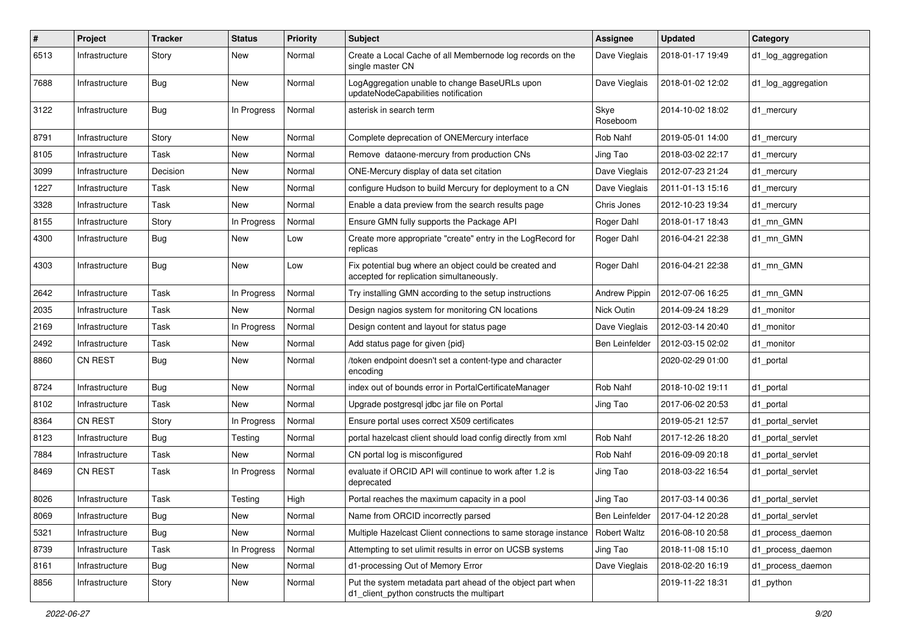| # | Project | Tracker | Status | Priority | Subject | Assignee | Updated | Category |
|---|---|---|---|---|---|---|---|---|
| 6513 | Infrastructure | Story | New | Normal | Create a Local Cache of all Membernode log records on the single master CN | Dave Vieglais | 2018-01-17 19:49 | d1_log_aggregation |
| 7688 | Infrastructure | Bug | New | Normal | LogAggregation unable to change BaseURLs upon updateNodeCapabilities notification | Dave Vieglais | 2018-01-02 12:02 | d1_log_aggregation |
| 3122 | Infrastructure | Bug | In Progress | Normal | asterisk in search term | Skye Roseboom | 2014-10-02 18:02 | d1_mercury |
| 8791 | Infrastructure | Story | New | Normal | Complete deprecation of ONEMercury interface | Rob Nahf | 2019-05-01 14:00 | d1_mercury |
| 8105 | Infrastructure | Task | New | Normal | Remove dataone-mercury from production CNs | Jing Tao | 2018-03-02 22:17 | d1_mercury |
| 3099 | Infrastructure | Decision | New | Normal | ONE-Mercury display of data set citation | Dave Vieglais | 2012-07-23 21:24 | d1_mercury |
| 1227 | Infrastructure | Task | New | Normal | configure Hudson to build Mercury for deployment to a CN | Dave Vieglais | 2011-01-13 15:16 | d1_mercury |
| 3328 | Infrastructure | Task | New | Normal | Enable a data preview from the search results page | Chris Jones | 2012-10-23 19:34 | d1_mercury |
| 8155 | Infrastructure | Story | In Progress | Normal | Ensure GMN fully supports the Package API | Roger Dahl | 2018-01-17 18:43 | d1_mn_GMN |
| 4300 | Infrastructure | Bug | New | Low | Create more appropriate "create" entry in the LogRecord for replicas | Roger Dahl | 2016-04-21 22:38 | d1_mn_GMN |
| 4303 | Infrastructure | Bug | New | Low | Fix potential bug where an object could be created and accepted for replication simultaneously. | Roger Dahl | 2016-04-21 22:38 | d1_mn_GMN |
| 2642 | Infrastructure | Task | In Progress | Normal | Try installing GMN according to the setup instructions | Andrew Pippin | 2012-07-06 16:25 | d1_mn_GMN |
| 2035 | Infrastructure | Task | New | Normal | Design nagios system for monitoring CN locations | Nick Outin | 2014-09-24 18:29 | d1_monitor |
| 2169 | Infrastructure | Task | In Progress | Normal | Design content and layout for status page | Dave Vieglais | 2012-03-14 20:40 | d1_monitor |
| 2492 | Infrastructure | Task | New | Normal | Add status page for given {pid} | Ben Leinfelder | 2012-03-15 02:02 | d1_monitor |
| 8860 | CN REST | Bug | New | Normal | /token endpoint doesn't set a content-type and character encoding | | 2020-02-29 01:00 | d1_portal |
| 8724 | Infrastructure | Bug | New | Normal | index out of bounds error in PortalCertificateManager | Rob Nahf | 2018-10-02 19:11 | d1_portal |
| 8102 | Infrastructure | Task | New | Normal | Upgrade postgresql jdbc jar file on Portal | Jing Tao | 2017-06-02 20:53 | d1_portal |
| 8364 | CN REST | Story | In Progress | Normal | Ensure portal uses correct X509 certificates | | 2019-05-21 12:57 | d1_portal_servlet |
| 8123 | Infrastructure | Bug | Testing | Normal | portal hazelcast client should load config directly from xml | Rob Nahf | 2017-12-26 18:20 | d1_portal_servlet |
| 7884 | Infrastructure | Task | New | Normal | CN portal log is misconfigured | Rob Nahf | 2016-09-09 20:18 | d1_portal_servlet |
| 8469 | CN REST | Task | In Progress | Normal | evaluate if ORCID API will continue to work after 1.2 is deprecated | Jing Tao | 2018-03-22 16:54 | d1_portal_servlet |
| 8026 | Infrastructure | Task | Testing | High | Portal reaches the maximum capacity in a pool | Jing Tao | 2017-03-14 00:36 | d1_portal_servlet |
| 8069 | Infrastructure | Bug | New | Normal | Name from ORCID incorrectly parsed | Ben Leinfelder | 2017-04-12 20:28 | d1_portal_servlet |
| 5321 | Infrastructure | Bug | New | Normal | Multiple Hazelcast Client connections to same storage instance | Robert Waltz | 2016-08-10 20:58 | d1_process_daemon |
| 8739 | Infrastructure | Task | In Progress | Normal | Attempting to set ulimit results in error on UCSB systems | Jing Tao | 2018-11-08 15:10 | d1_process_daemon |
| 8161 | Infrastructure | Bug | New | Normal | d1-processing Out of Memory Error | Dave Vieglais | 2018-02-20 16:19 | d1_process_daemon |
| 8856 | Infrastructure | Story | New | Normal | Put the system metadata part ahead of the object part when d1_client_python constructs the multipart | | 2019-11-22 18:31 | d1_python |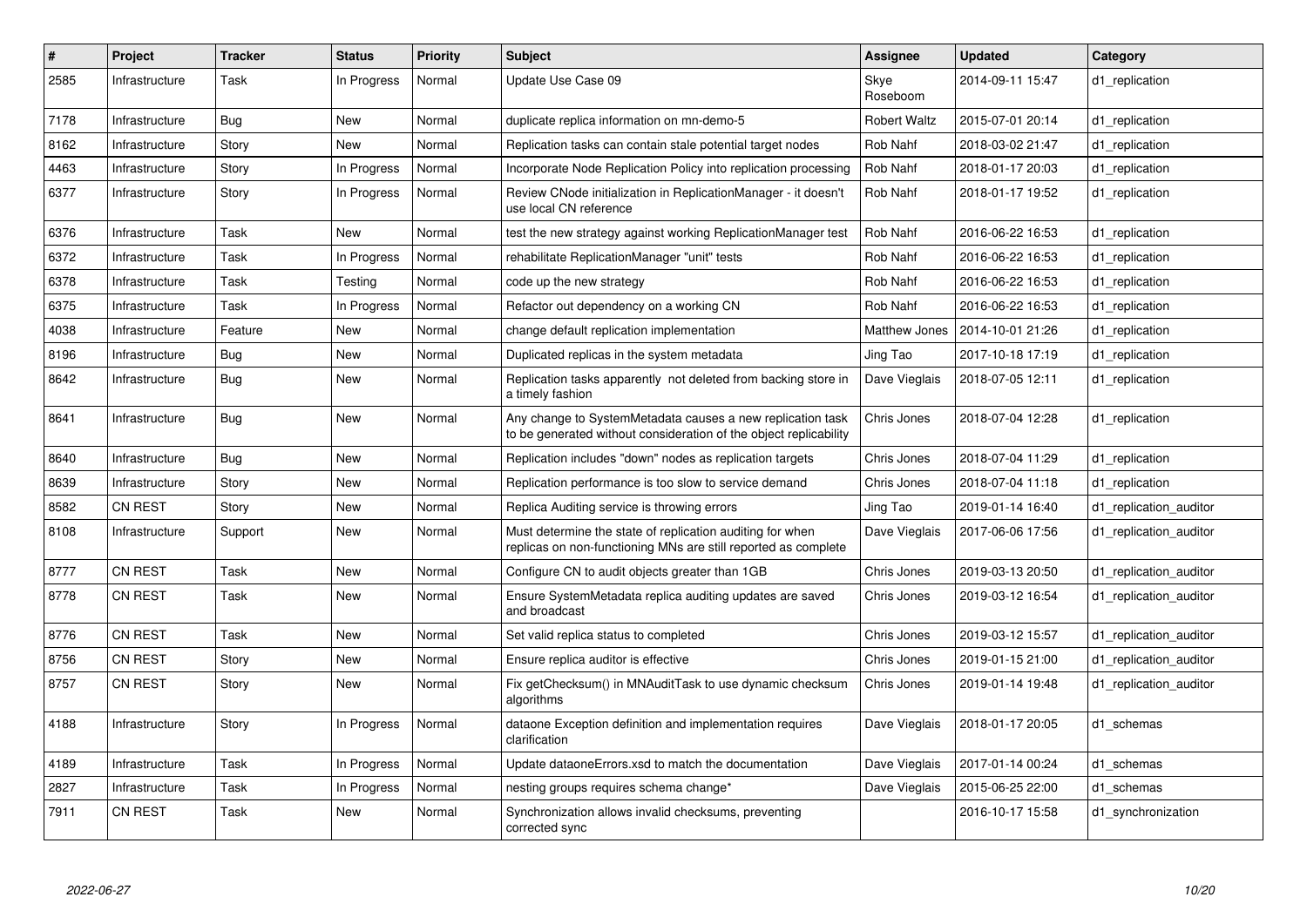| # | Project | Tracker | Status | Priority | Subject | Assignee | Updated | Category |
|---|---|---|---|---|---|---|---|---|
| 2585 | Infrastructure | Task | In Progress | Normal | Update Use Case 09 | Skye Roseboom | 2014-09-11 15:47 | d1_replication |
| 7178 | Infrastructure | Bug | New | Normal | duplicate replica information on mn-demo-5 | Robert Waltz | 2015-07-01 20:14 | d1_replication |
| 8162 | Infrastructure | Story | New | Normal | Replication tasks can contain stale potential target nodes | Rob Nahf | 2018-03-02 21:47 | d1_replication |
| 4463 | Infrastructure | Story | In Progress | Normal | Incorporate Node Replication Policy into replication processing | Rob Nahf | 2018-01-17 20:03 | d1_replication |
| 6377 | Infrastructure | Story | In Progress | Normal | Review CNode initialization in ReplicationManager - it doesn't use local CN reference | Rob Nahf | 2018-01-17 19:52 | d1_replication |
| 6376 | Infrastructure | Task | New | Normal | test the new strategy against working ReplicationManager test | Rob Nahf | 2016-06-22 16:53 | d1_replication |
| 6372 | Infrastructure | Task | In Progress | Normal | rehabilitate ReplicationManager "unit" tests | Rob Nahf | 2016-06-22 16:53 | d1_replication |
| 6378 | Infrastructure | Task | Testing | Normal | code up the new strategy | Rob Nahf | 2016-06-22 16:53 | d1_replication |
| 6375 | Infrastructure | Task | In Progress | Normal | Refactor out dependency on a working CN | Rob Nahf | 2016-06-22 16:53 | d1_replication |
| 4038 | Infrastructure | Feature | New | Normal | change default replication implementation | Matthew Jones | 2014-10-01 21:26 | d1_replication |
| 8196 | Infrastructure | Bug | New | Normal | Duplicated replicas in the system metadata | Jing Tao | 2017-10-18 17:19 | d1_replication |
| 8642 | Infrastructure | Bug | New | Normal | Replication tasks apparently not deleted from backing store in a timely fashion | Dave Vieglais | 2018-07-05 12:11 | d1_replication |
| 8641 | Infrastructure | Bug | New | Normal | Any change to SystemMetadata causes a new replication task to be generated without consideration of the object replicability | Chris Jones | 2018-07-04 12:28 | d1_replication |
| 8640 | Infrastructure | Bug | New | Normal | Replication includes "down" nodes as replication targets | Chris Jones | 2018-07-04 11:29 | d1_replication |
| 8639 | Infrastructure | Story | New | Normal | Replication performance is too slow to service demand | Chris Jones | 2018-07-04 11:18 | d1_replication |
| 8582 | CN REST | Story | New | Normal | Replica Auditing service is throwing errors | Jing Tao | 2019-01-14 16:40 | d1_replication_auditor |
| 8108 | Infrastructure | Support | New | Normal | Must determine the state of replication auditing for when replicas on non-functioning MNs are still reported as complete | Dave Vieglais | 2017-06-06 17:56 | d1_replication_auditor |
| 8777 | CN REST | Task | New | Normal | Configure CN to audit objects greater than 1GB | Chris Jones | 2019-03-13 20:50 | d1_replication_auditor |
| 8778 | CN REST | Task | New | Normal | Ensure SystemMetadata replica auditing updates are saved and broadcast | Chris Jones | 2019-03-12 16:54 | d1_replication_auditor |
| 8776 | CN REST | Task | New | Normal | Set valid replica status to completed | Chris Jones | 2019-03-12 15:57 | d1_replication_auditor |
| 8756 | CN REST | Story | New | Normal | Ensure replica auditor is effective | Chris Jones | 2019-01-15 21:00 | d1_replication_auditor |
| 8757 | CN REST | Story | New | Normal | Fix getChecksum() in MNAuditTask to use dynamic checksum algorithms | Chris Jones | 2019-01-14 19:48 | d1_replication_auditor |
| 4188 | Infrastructure | Story | In Progress | Normal | dataone Exception definition and implementation requires clarification | Dave Vieglais | 2018-01-17 20:05 | d1_schemas |
| 4189 | Infrastructure | Task | In Progress | Normal | Update dataoneErrors.xsd to match the documentation | Dave Vieglais | 2017-01-14 00:24 | d1_schemas |
| 2827 | Infrastructure | Task | In Progress | Normal | nesting groups requires schema change* | Dave Vieglais | 2015-06-25 22:00 | d1_schemas |
| 7911 | CN REST | Task | New | Normal | Synchronization allows invalid checksums, preventing corrected sync | | 2016-10-17 15:58 | d1_synchronization |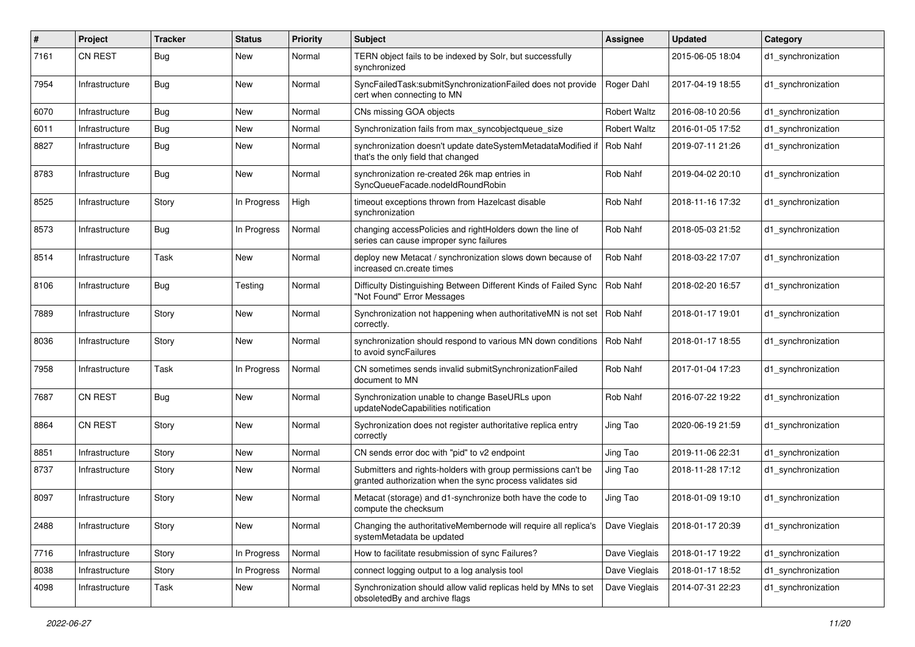| # | Project | Tracker | Status | Priority | Subject | Assignee | Updated | Category |
|---|---|---|---|---|---|---|---|---|
| 7161 | CN REST | Bug | New | Normal | TERN object fails to be indexed by Solr, but successfully synchronized | | 2015-06-05 18:04 | d1_synchronization |
| 7954 | Infrastructure | Bug | New | Normal | SyncFailedTask:submitSynchronizationFailed does not provide cert when connecting to MN | Roger Dahl | 2017-04-19 18:55 | d1_synchronization |
| 6070 | Infrastructure | Bug | New | Normal | CNs missing GOA objects | Robert Waltz | 2016-08-10 20:56 | d1_synchronization |
| 6011 | Infrastructure | Bug | New | Normal | Synchronization fails from max_syncobjectqueue_size | Robert Waltz | 2016-01-05 17:52 | d1_synchronization |
| 8827 | Infrastructure | Bug | New | Normal | synchronization doesn't update dateSystemMetadataModified if that's the only field that changed | Rob Nahf | 2019-07-11 21:26 | d1_synchronization |
| 8783 | Infrastructure | Bug | New | Normal | synchronization re-created 26k map entries in SyncQueueFacade.nodeIdRoundRobin | Rob Nahf | 2019-04-02 20:10 | d1_synchronization |
| 8525 | Infrastructure | Story | In Progress | High | timeout exceptions thrown from Hazelcast disable synchronization | Rob Nahf | 2018-11-16 17:32 | d1_synchronization |
| 8573 | Infrastructure | Bug | In Progress | Normal | changing accessPolicies and rightHolders down the line of series can cause improper sync failures | Rob Nahf | 2018-05-03 21:52 | d1_synchronization |
| 8514 | Infrastructure | Task | New | Normal | deploy new Metacat / synchronization slows down because of increased cn.create times | Rob Nahf | 2018-03-22 17:07 | d1_synchronization |
| 8106 | Infrastructure | Bug | Testing | Normal | Difficulty Distinguishing Between Different Kinds of Failed Sync "Not Found" Error Messages | Rob Nahf | 2018-02-20 16:57 | d1_synchronization |
| 7889 | Infrastructure | Story | New | Normal | Synchronization not happening when authoritativeMN is not set correctly. | Rob Nahf | 2018-01-17 19:01 | d1_synchronization |
| 8036 | Infrastructure | Story | New | Normal | synchronization should respond to various MN down conditions to avoid syncFailures | Rob Nahf | 2018-01-17 18:55 | d1_synchronization |
| 7958 | Infrastructure | Task | In Progress | Normal | CN sometimes sends invalid submitSynchronizationFailed document to MN | Rob Nahf | 2017-01-04 17:23 | d1_synchronization |
| 7687 | CN REST | Bug | New | Normal | Synchronization unable to change BaseURLs upon updateNodeCapabilities notification | Rob Nahf | 2016-07-22 19:22 | d1_synchronization |
| 8864 | CN REST | Story | New | Normal | Sychronization does not register authoritative replica entry correctly | Jing Tao | 2020-06-19 21:59 | d1_synchronization |
| 8851 | Infrastructure | Story | New | Normal | CN sends error doc with "pid" to v2 endpoint | Jing Tao | 2019-11-06 22:31 | d1_synchronization |
| 8737 | Infrastructure | Story | New | Normal | Submitters and rights-holders with group permissions can't be granted authorization when the sync process validates sid | Jing Tao | 2018-11-28 17:12 | d1_synchronization |
| 8097 | Infrastructure | Story | New | Normal | Metacat (storage) and d1-synchronize both have the code to compute the checksum | Jing Tao | 2018-01-09 19:10 | d1_synchronization |
| 2488 | Infrastructure | Story | New | Normal | Changing the authoritativeMembernode will require all replica's systemMetadata be updated | Dave Vieglais | 2018-01-17 20:39 | d1_synchronization |
| 7716 | Infrastructure | Story | In Progress | Normal | How to facilitate resubmission of sync Failures? | Dave Vieglais | 2018-01-17 19:22 | d1_synchronization |
| 8038 | Infrastructure | Story | In Progress | Normal | connect logging output to a log analysis tool | Dave Vieglais | 2018-01-17 18:52 | d1_synchronization |
| 4098 | Infrastructure | Task | New | Normal | Synchronization should allow valid replicas held by MNs to set obsoletedBy and archive flags | Dave Vieglais | 2014-07-31 22:23 | d1_synchronization |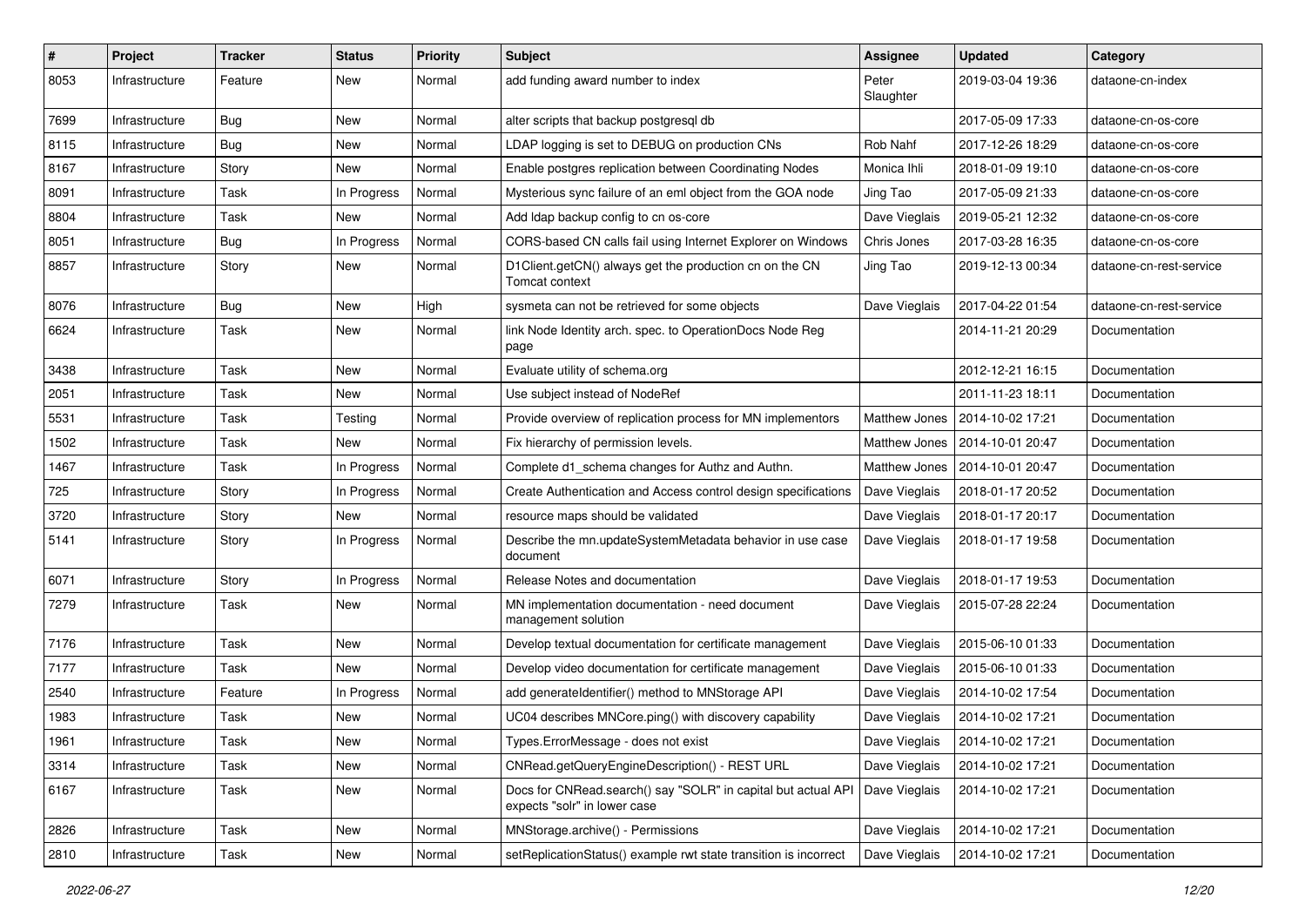| # | Project | Tracker | Status | Priority | Subject | Assignee | Updated | Category |
|---|---|---|---|---|---|---|---|---|
| 8053 | Infrastructure | Feature | New | Normal | add funding award number to index | Peter Slaughter | 2019-03-04 19:36 | dataone-cn-index |
| 7699 | Infrastructure | Bug | New | Normal | alter scripts that backup postgresql db | | 2017-05-09 17:33 | dataone-cn-os-core |
| 8115 | Infrastructure | Bug | New | Normal | LDAP logging is set to DEBUG on production CNs | Rob Nahf | 2017-12-26 18:29 | dataone-cn-os-core |
| 8167 | Infrastructure | Story | New | Normal | Enable postgres replication between Coordinating Nodes | Monica Ihli | 2018-01-09 19:10 | dataone-cn-os-core |
| 8091 | Infrastructure | Task | In Progress | Normal | Mysterious sync failure of an eml object from the GOA node | Jing Tao | 2017-05-09 21:33 | dataone-cn-os-core |
| 8804 | Infrastructure | Task | New | Normal | Add ldap backup config to cn os-core | Dave Vieglais | 2019-05-21 12:32 | dataone-cn-os-core |
| 8051 | Infrastructure | Bug | In Progress | Normal | CORS-based CN calls fail using Internet Explorer on Windows | Chris Jones | 2017-03-28 16:35 | dataone-cn-os-core |
| 8857 | Infrastructure | Story | New | Normal | D1Client.getCN() always get the production cn on the CN Tomcat context | Jing Tao | 2019-12-13 00:34 | dataone-cn-rest-service |
| 8076 | Infrastructure | Bug | New | High | sysmeta can not be retrieved for some objects | Dave Vieglais | 2017-04-22 01:54 | dataone-cn-rest-service |
| 6624 | Infrastructure | Task | New | Normal | link Node Identity arch. spec. to OperationDocs Node Reg page | | 2014-11-21 20:29 | Documentation |
| 3438 | Infrastructure | Task | New | Normal | Evaluate utility of schema.org | | 2012-12-21 16:15 | Documentation |
| 2051 | Infrastructure | Task | New | Normal | Use subject instead of NodeRef | | 2011-11-23 18:11 | Documentation |
| 5531 | Infrastructure | Task | Testing | Normal | Provide overview of replication process for MN implementors | Matthew Jones | 2014-10-02 17:21 | Documentation |
| 1502 | Infrastructure | Task | New | Normal | Fix hierarchy of permission levels. | Matthew Jones | 2014-10-01 20:47 | Documentation |
| 1467 | Infrastructure | Task | In Progress | Normal | Complete d1_schema changes for Authz and Authn. | Matthew Jones | 2014-10-01 20:47 | Documentation |
| 725 | Infrastructure | Story | In Progress | Normal | Create Authentication and Access control design specifications | Dave Vieglais | 2018-01-17 20:52 | Documentation |
| 3720 | Infrastructure | Story | New | Normal | resource maps should be validated | Dave Vieglais | 2018-01-17 20:17 | Documentation |
| 5141 | Infrastructure | Story | In Progress | Normal | Describe the mn.updateSystemMetadata behavior in use case document | Dave Vieglais | 2018-01-17 19:58 | Documentation |
| 6071 | Infrastructure | Story | In Progress | Normal | Release Notes and documentation | Dave Vieglais | 2018-01-17 19:53 | Documentation |
| 7279 | Infrastructure | Task | New | Normal | MN implementation documentation - need document management solution | Dave Vieglais | 2015-07-28 22:24 | Documentation |
| 7176 | Infrastructure | Task | New | Normal | Develop textual documentation for certificate management | Dave Vieglais | 2015-06-10 01:33 | Documentation |
| 7177 | Infrastructure | Task | New | Normal | Develop video documentation for certificate management | Dave Vieglais | 2015-06-10 01:33 | Documentation |
| 2540 | Infrastructure | Feature | In Progress | Normal | add generateIdentifier() method to MNStorage API | Dave Vieglais | 2014-10-02 17:54 | Documentation |
| 1983 | Infrastructure | Task | New | Normal | UC04 describes MNCore.ping() with discovery capability | Dave Vieglais | 2014-10-02 17:21 | Documentation |
| 1961 | Infrastructure | Task | New | Normal | Types.ErrorMessage - does not exist | Dave Vieglais | 2014-10-02 17:21 | Documentation |
| 3314 | Infrastructure | Task | New | Normal | CNRead.getQueryEngineDescription() - REST URL | Dave Vieglais | 2014-10-02 17:21 | Documentation |
| 6167 | Infrastructure | Task | New | Normal | Docs for CNRead.search() say "SOLR" in capital but actual API expects "solr" in lower case | Dave Vieglais | 2014-10-02 17:21 | Documentation |
| 2826 | Infrastructure | Task | New | Normal | MNStorage.archive() - Permissions | Dave Vieglais | 2014-10-02 17:21 | Documentation |
| 2810 | Infrastructure | Task | New | Normal | setReplicationStatus() example rwt state transition is incorrect | Dave Vieglais | 2014-10-02 17:21 | Documentation |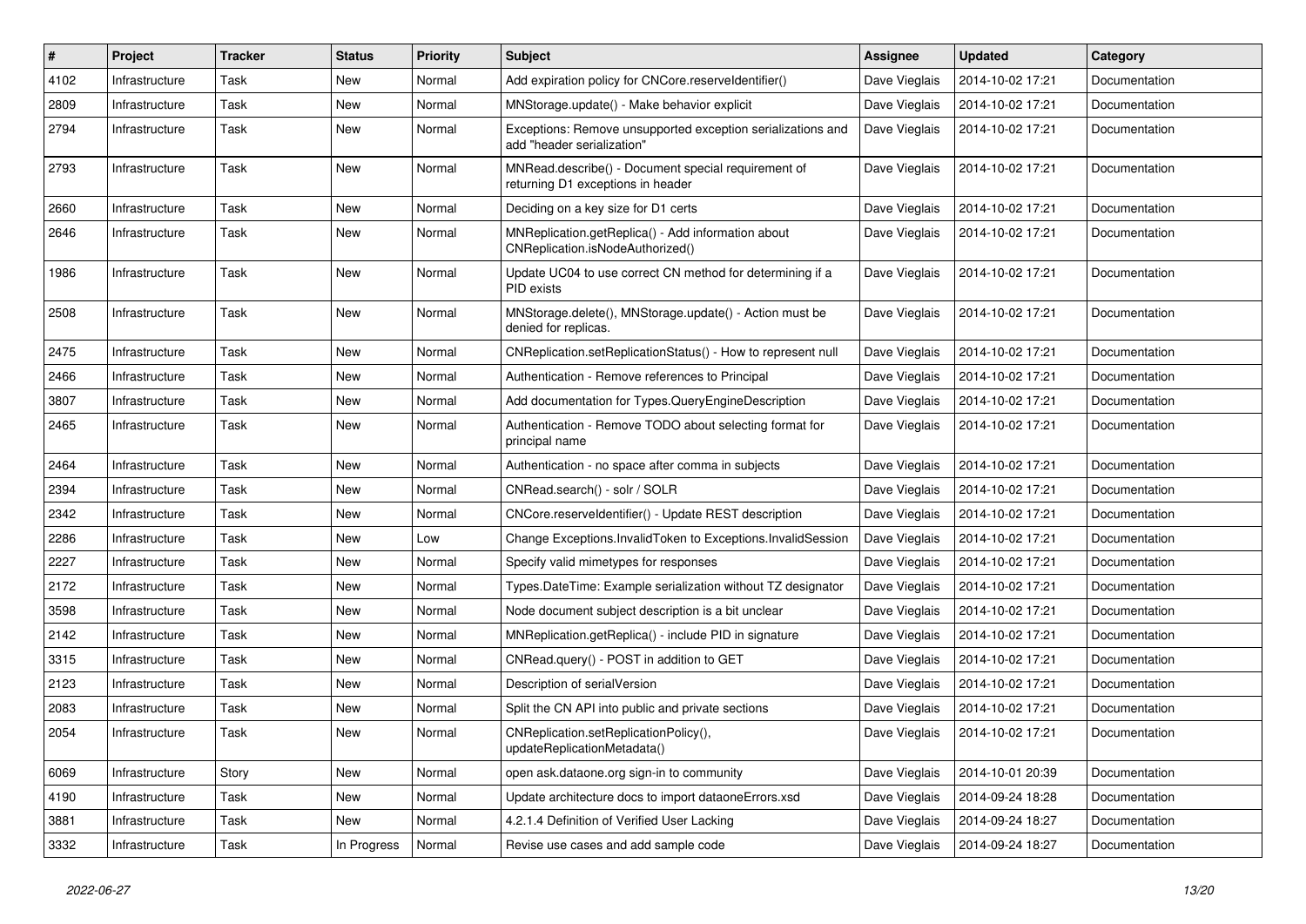| # | Project | Tracker | Status | Priority | Subject | Assignee | Updated | Category |
|---|---|---|---|---|---|---|---|---|
| 4102 | Infrastructure | Task | New | Normal | Add expiration policy for CNCore.reserveIdentifier() | Dave Vieglais | 2014-10-02 17:21 | Documentation |
| 2809 | Infrastructure | Task | New | Normal | MNStorage.update() - Make behavior explicit | Dave Vieglais | 2014-10-02 17:21 | Documentation |
| 2794 | Infrastructure | Task | New | Normal | Exceptions: Remove unsupported exception serializations and add "header serialization" | Dave Vieglais | 2014-10-02 17:21 | Documentation |
| 2793 | Infrastructure | Task | New | Normal | MNRead.describe() - Document special requirement of returning D1 exceptions in header | Dave Vieglais | 2014-10-02 17:21 | Documentation |
| 2660 | Infrastructure | Task | New | Normal | Deciding on a key size for D1 certs | Dave Vieglais | 2014-10-02 17:21 | Documentation |
| 2646 | Infrastructure | Task | New | Normal | MNReplication.getReplica() - Add information about CNReplication.isNodeAuthorized() | Dave Vieglais | 2014-10-02 17:21 | Documentation |
| 1986 | Infrastructure | Task | New | Normal | Update UC04 to use correct CN method for determining if a PID exists | Dave Vieglais | 2014-10-02 17:21 | Documentation |
| 2508 | Infrastructure | Task | New | Normal | MNStorage.delete(), MNStorage.update() - Action must be denied for replicas. | Dave Vieglais | 2014-10-02 17:21 | Documentation |
| 2475 | Infrastructure | Task | New | Normal | CNReplication.setReplicationStatus() - How to represent null | Dave Vieglais | 2014-10-02 17:21 | Documentation |
| 2466 | Infrastructure | Task | New | Normal | Authentication - Remove references to Principal | Dave Vieglais | 2014-10-02 17:21 | Documentation |
| 3807 | Infrastructure | Task | New | Normal | Add documentation for Types.QueryEngineDescription | Dave Vieglais | 2014-10-02 17:21 | Documentation |
| 2465 | Infrastructure | Task | New | Normal | Authentication - Remove TODO about selecting format for principal name | Dave Vieglais | 2014-10-02 17:21 | Documentation |
| 2464 | Infrastructure | Task | New | Normal | Authentication - no space after comma in subjects | Dave Vieglais | 2014-10-02 17:21 | Documentation |
| 2394 | Infrastructure | Task | New | Normal | CNRead.search() - solr / SOLR | Dave Vieglais | 2014-10-02 17:21 | Documentation |
| 2342 | Infrastructure | Task | New | Normal | CNCore.reserveIdentifier() - Update REST description | Dave Vieglais | 2014-10-02 17:21 | Documentation |
| 2286 | Infrastructure | Task | New | Low | Change Exceptions.InvalidToken to Exceptions.InvalidSession | Dave Vieglais | 2014-10-02 17:21 | Documentation |
| 2227 | Infrastructure | Task | New | Normal | Specify valid mimetypes for responses | Dave Vieglais | 2014-10-02 17:21 | Documentation |
| 2172 | Infrastructure | Task | New | Normal | Types.DateTime: Example serialization without TZ designator | Dave Vieglais | 2014-10-02 17:21 | Documentation |
| 3598 | Infrastructure | Task | New | Normal | Node document subject description is a bit unclear | Dave Vieglais | 2014-10-02 17:21 | Documentation |
| 2142 | Infrastructure | Task | New | Normal | MNReplication.getReplica() - include PID in signature | Dave Vieglais | 2014-10-02 17:21 | Documentation |
| 3315 | Infrastructure | Task | New | Normal | CNRead.query() - POST in addition to GET | Dave Vieglais | 2014-10-02 17:21 | Documentation |
| 2123 | Infrastructure | Task | New | Normal | Description of serialVersion | Dave Vieglais | 2014-10-02 17:21 | Documentation |
| 2083 | Infrastructure | Task | New | Normal | Split the CN API into public and private sections | Dave Vieglais | 2014-10-02 17:21 | Documentation |
| 2054 | Infrastructure | Task | New | Normal | CNReplication.setReplicationPolicy(), updateReplicationMetadata() | Dave Vieglais | 2014-10-02 17:21 | Documentation |
| 6069 | Infrastructure | Story | New | Normal | open ask.dataone.org sign-in to community | Dave Vieglais | 2014-10-01 20:39 | Documentation |
| 4190 | Infrastructure | Task | New | Normal | Update architecture docs to import dataoneErrors.xsd | Dave Vieglais | 2014-09-24 18:28 | Documentation |
| 3881 | Infrastructure | Task | New | Normal | 4.2.1.4 Definition of Verified User Lacking | Dave Vieglais | 2014-09-24 18:27 | Documentation |
| 3332 | Infrastructure | Task | In Progress | Normal | Revise use cases and add sample code | Dave Vieglais | 2014-09-24 18:27 | Documentation |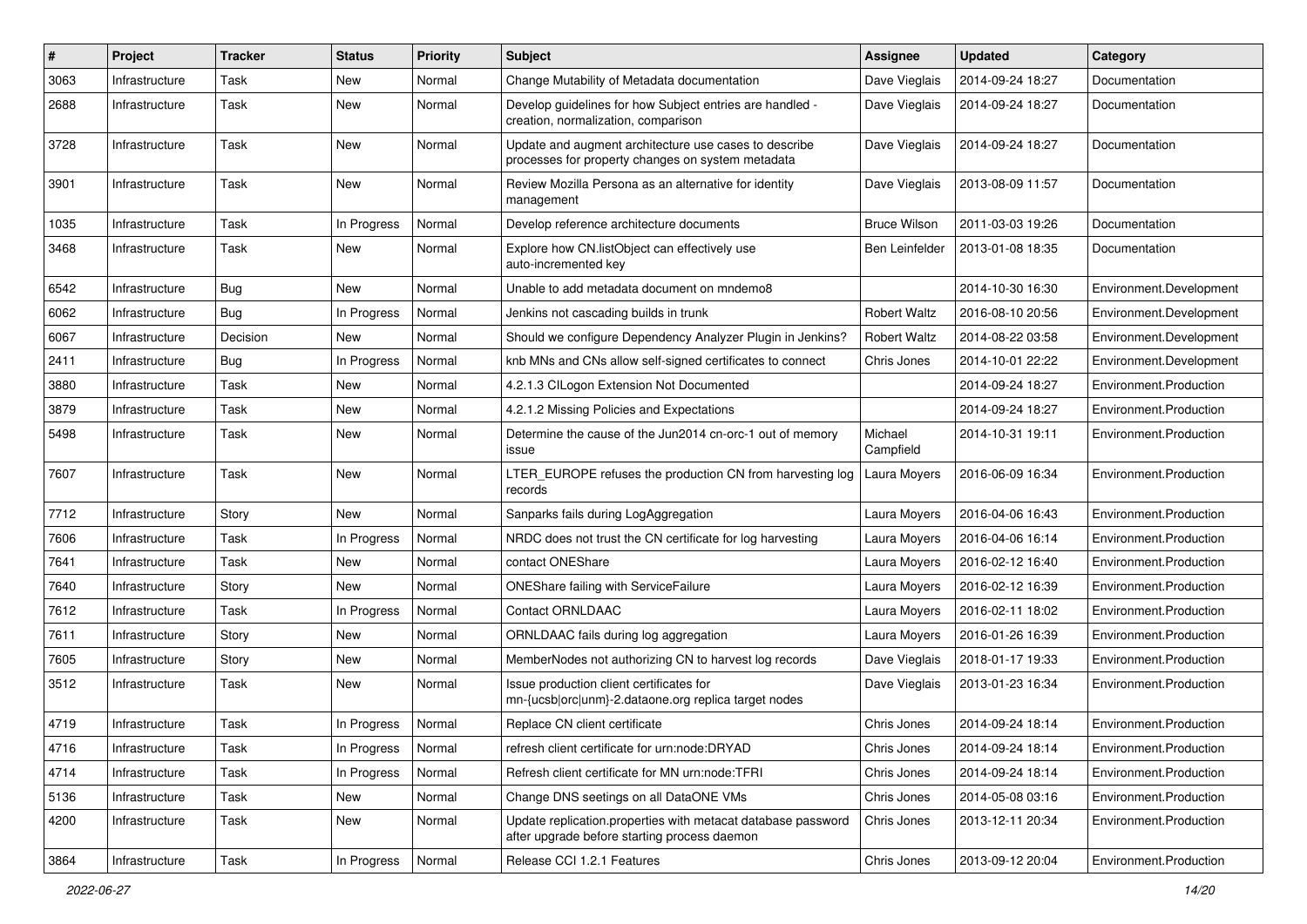| # | Project | Tracker | Status | Priority | Subject | Assignee | Updated | Category |
|---|---|---|---|---|---|---|---|---|
| 3063 | Infrastructure | Task | New | Normal | Change Mutability of Metadata documentation | Dave Vieglais | 2014-09-24 18:27 | Documentation |
| 2688 | Infrastructure | Task | New | Normal | Develop guidelines for how Subject entries are handled - creation, normalization, comparison | Dave Vieglais | 2014-09-24 18:27 | Documentation |
| 3728 | Infrastructure | Task | New | Normal | Update and augment architecture use cases to describe processes for property changes on system metadata | Dave Vieglais | 2014-09-24 18:27 | Documentation |
| 3901 | Infrastructure | Task | New | Normal | Review Mozilla Persona as an alternative for identity management | Dave Vieglais | 2013-08-09 11:57 | Documentation |
| 1035 | Infrastructure | Task | In Progress | Normal | Develop reference architecture documents | Bruce Wilson | 2011-03-03 19:26 | Documentation |
| 3468 | Infrastructure | Task | New | Normal | Explore how CN.listObject can effectively use auto-incremented key | Ben Leinfelder | 2013-01-08 18:35 | Documentation |
| 6542 | Infrastructure | Bug | New | Normal | Unable to add metadata document on mndemo8 | | 2014-10-30 16:30 | Environment.Development |
| 6062 | Infrastructure | Bug | In Progress | Normal | Jenkins not cascading builds in trunk | Robert Waltz | 2016-08-10 20:56 | Environment.Development |
| 6067 | Infrastructure | Decision | New | Normal | Should we configure Dependency Analyzer Plugin in Jenkins? | Robert Waltz | 2014-08-22 03:58 | Environment.Development |
| 2411 | Infrastructure | Bug | In Progress | Normal | knb MNs and CNs allow self-signed certificates to connect | Chris Jones | 2014-10-01 22:22 | Environment.Development |
| 3880 | Infrastructure | Task | New | Normal | 4.2.1.3 CILogon Extension Not Documented | | 2014-09-24 18:27 | Environment.Production |
| 3879 | Infrastructure | Task | New | Normal | 4.2.1.2 Missing Policies and Expectations | | 2014-09-24 18:27 | Environment.Production |
| 5498 | Infrastructure | Task | New | Normal | Determine the cause of the Jun2014 cn-orc-1 out of memory issue | Michael Campfield | 2014-10-31 19:11 | Environment.Production |
| 7607 | Infrastructure | Task | New | Normal | LTER_EUROPE refuses the production CN from harvesting log records | Laura Moyers | 2016-06-09 16:34 | Environment.Production |
| 7712 | Infrastructure | Story | New | Normal | Sanparks fails during LogAggregation | Laura Moyers | 2016-04-06 16:43 | Environment.Production |
| 7606 | Infrastructure | Task | In Progress | Normal | NRDC does not trust the CN certificate for log harvesting | Laura Moyers | 2016-04-06 16:14 | Environment.Production |
| 7641 | Infrastructure | Task | New | Normal | contact ONEShare | Laura Moyers | 2016-02-12 16:40 | Environment.Production |
| 7640 | Infrastructure | Story | New | Normal | ONEShare failing with ServiceFailure | Laura Moyers | 2016-02-12 16:39 | Environment.Production |
| 7612 | Infrastructure | Task | In Progress | Normal | Contact ORNLDAAC | Laura Moyers | 2016-02-11 18:02 | Environment.Production |
| 7611 | Infrastructure | Story | New | Normal | ORNLDAAC fails during log aggregation | Laura Moyers | 2016-01-26 16:39 | Environment.Production |
| 7605 | Infrastructure | Story | New | Normal | MemberNodes not authorizing CN to harvest log records | Dave Vieglais | 2018-01-17 19:33 | Environment.Production |
| 3512 | Infrastructure | Task | New | Normal | Issue production client certificates for mn-{ucsb|orc|unm}-2.dataone.org replica target nodes | Dave Vieglais | 2013-01-23 16:34 | Environment.Production |
| 4719 | Infrastructure | Task | In Progress | Normal | Replace CN client certificate | Chris Jones | 2014-09-24 18:14 | Environment.Production |
| 4716 | Infrastructure | Task | In Progress | Normal | refresh client certificate for urn:node:DRYAD | Chris Jones | 2014-09-24 18:14 | Environment.Production |
| 4714 | Infrastructure | Task | In Progress | Normal | Refresh client certificate for MN urn:node:TFRI | Chris Jones | 2014-09-24 18:14 | Environment.Production |
| 5136 | Infrastructure | Task | New | Normal | Change DNS seetings on all DataONE VMs | Chris Jones | 2014-05-08 03:16 | Environment.Production |
| 4200 | Infrastructure | Task | New | Normal | Update replication.properties with metacat database password after upgrade before starting process daemon | Chris Jones | 2013-12-11 20:34 | Environment.Production |
| 3864 | Infrastructure | Task | In Progress | Normal | Release CCI 1.2.1 Features | Chris Jones | 2013-09-12 20:04 | Environment.Production |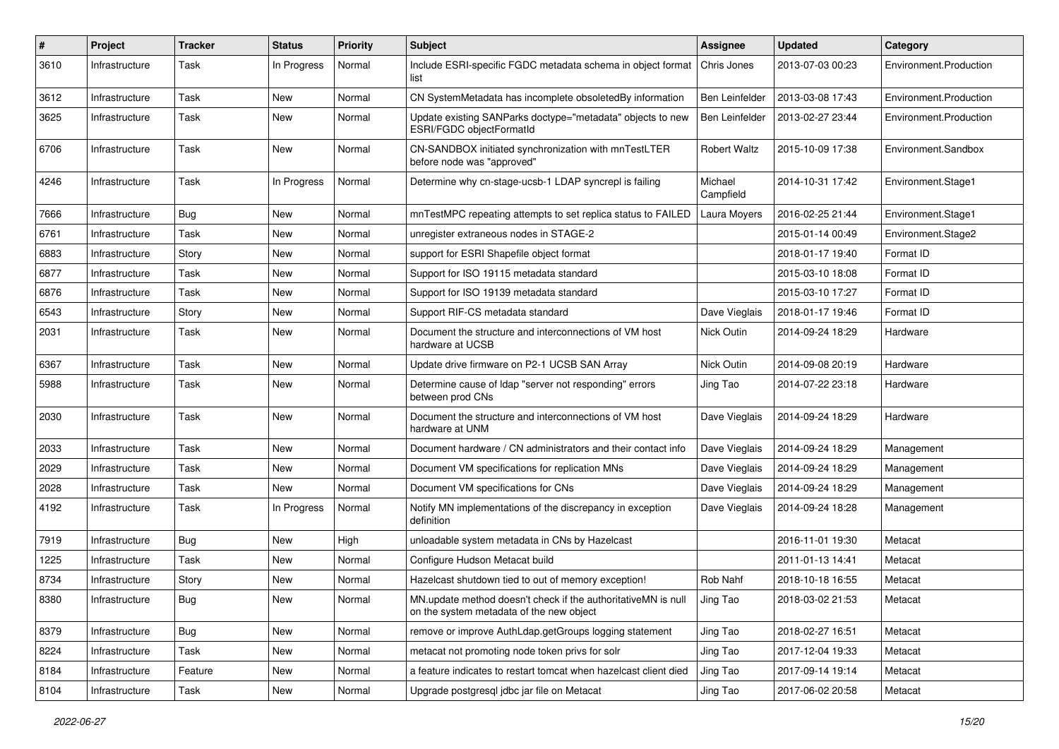| # | Project | Tracker | Status | Priority | Subject | Assignee | Updated | Category |
|---|---|---|---|---|---|---|---|---|
| 3610 | Infrastructure | Task | In Progress | Normal | Include ESRI-specific FGDC metadata schema in object format list | Chris Jones | 2013-07-03 00:23 | Environment.Production |
| 3612 | Infrastructure | Task | New | Normal | CN SystemMetadata has incomplete obsoletedBy information | Ben Leinfelder | 2013-03-08 17:43 | Environment.Production |
| 3625 | Infrastructure | Task | New | Normal | Update existing SANParks doctype="metadata" objects to new ESRI/FGDC objectFormatId | Ben Leinfelder | 2013-02-27 23:44 | Environment.Production |
| 6706 | Infrastructure | Task | New | Normal | CN-SANDBOX initiated synchronization with mnTestLTER before node was "approved" | Robert Waltz | 2015-10-09 17:38 | Environment.Sandbox |
| 4246 | Infrastructure | Task | In Progress | Normal | Determine why cn-stage-ucsb-1 LDAP syncrepl is failing | Michael Campfield | 2014-10-31 17:42 | Environment.Stage1 |
| 7666 | Infrastructure | Bug | New | Normal | mnTestMPC repeating attempts to set replica status to FAILED | Laura Moyers | 2016-02-25 21:44 | Environment.Stage1 |
| 6761 | Infrastructure | Task | New | Normal | unregister extraneous nodes in STAGE-2 | | 2015-01-14 00:49 | Environment.Stage2 |
| 6883 | Infrastructure | Story | New | Normal | support for ESRI Shapefile object format | | 2018-01-17 19:40 | Format ID |
| 6877 | Infrastructure | Task | New | Normal | Support for ISO 19115 metadata standard | | 2015-03-10 18:08 | Format ID |
| 6876 | Infrastructure | Task | New | Normal | Support for ISO 19139 metadata standard | | 2015-03-10 17:27 | Format ID |
| 6543 | Infrastructure | Story | New | Normal | Support RIF-CS metadata standard | Dave Vieglais | 2018-01-17 19:46 | Format ID |
| 2031 | Infrastructure | Task | New | Normal | Document the structure and interconnections of VM host hardware at UCSB | Nick Outin | 2014-09-24 18:29 | Hardware |
| 6367 | Infrastructure | Task | New | Normal | Update drive firmware on P2-1 UCSB SAN Array | Nick Outin | 2014-09-08 20:19 | Hardware |
| 5988 | Infrastructure | Task | New | Normal | Determine cause of ldap "server not responding" errors between prod CNs | Jing Tao | 2014-07-22 23:18 | Hardware |
| 2030 | Infrastructure | Task | New | Normal | Document the structure and interconnections of VM host hardware at UNM | Dave Vieglais | 2014-09-24 18:29 | Hardware |
| 2033 | Infrastructure | Task | New | Normal | Document hardware / CN administrators and their contact info | Dave Vieglais | 2014-09-24 18:29 | Management |
| 2029 | Infrastructure | Task | New | Normal | Document VM specifications for replication MNs | Dave Vieglais | 2014-09-24 18:29 | Management |
| 2028 | Infrastructure | Task | New | Normal | Document VM specifications for CNs | Dave Vieglais | 2014-09-24 18:29 | Management |
| 4192 | Infrastructure | Task | In Progress | Normal | Notify MN implementations of the discrepancy in exception definition | Dave Vieglais | 2014-09-24 18:28 | Management |
| 7919 | Infrastructure | Bug | New | High | unloadable system metadata in CNs by Hazelcast | | 2016-11-01 19:30 | Metacat |
| 1225 | Infrastructure | Task | New | Normal | Configure Hudson Metacat build | | 2011-01-13 14:41 | Metacat |
| 8734 | Infrastructure | Story | New | Normal | Hazelcast shutdown tied to out of memory exception! | Rob Nahf | 2018-10-18 16:55 | Metacat |
| 8380 | Infrastructure | Bug | New | Normal | MN.update method doesn't check if the authoritativeMN is null on the system metadata of the new object | Jing Tao | 2018-03-02 21:53 | Metacat |
| 8379 | Infrastructure | Bug | New | Normal | remove or improve AuthLdap.getGroups logging statement | Jing Tao | 2018-02-27 16:51 | Metacat |
| 8224 | Infrastructure | Task | New | Normal | metacat not promoting node token privs for solr | Jing Tao | 2017-12-04 19:33 | Metacat |
| 8184 | Infrastructure | Feature | New | Normal | a feature indicates to restart tomcat when hazelcast client died | Jing Tao | 2017-09-14 19:14 | Metacat |
| 8104 | Infrastructure | Task | New | Normal | Upgrade postgresql jdbc jar file on Metacat | Jing Tao | 2017-06-02 20:58 | Metacat |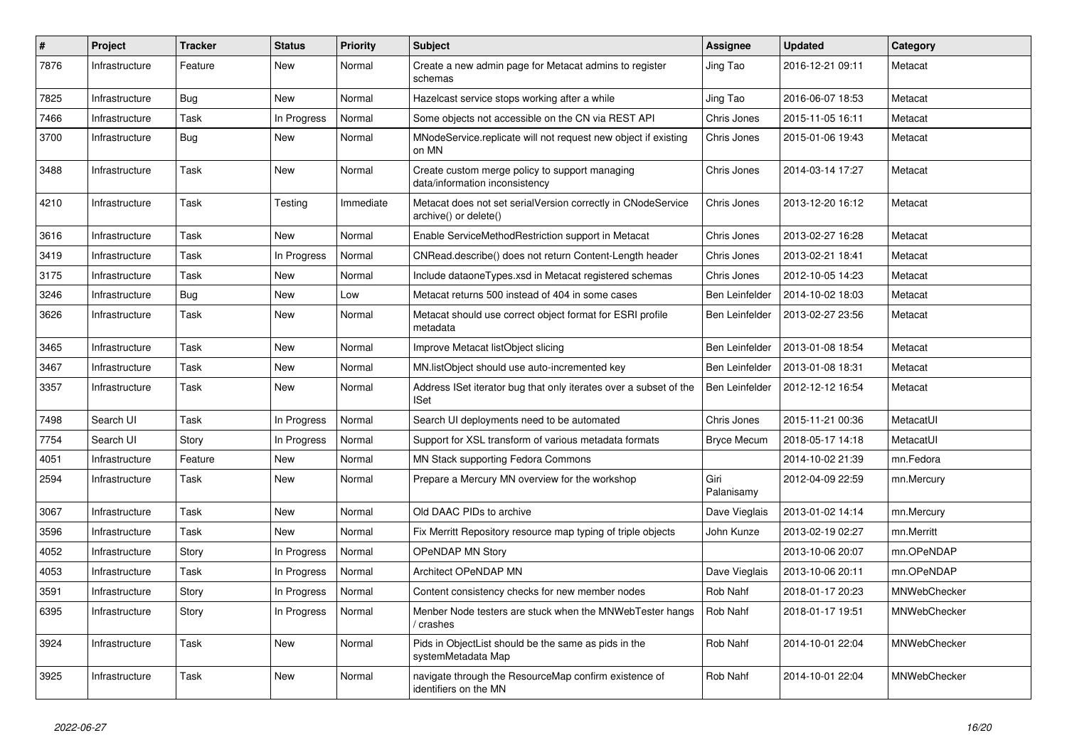| # | Project | Tracker | Status | Priority | Subject | Assignee | Updated | Category |
|---|---|---|---|---|---|---|---|---|
| 7876 | Infrastructure | Feature | New | Normal | Create a new admin page for Metacat admins to register schemas | Jing Tao | 2016-12-21 09:11 | Metacat |
| 7825 | Infrastructure | Bug | New | Normal | Hazelcast service stops working after a while | Jing Tao | 2016-06-07 18:53 | Metacat |
| 7466 | Infrastructure | Task | In Progress | Normal | Some objects not accessible on the CN via REST API | Chris Jones | 2015-11-05 16:11 | Metacat |
| 3700 | Infrastructure | Bug | New | Normal | MNodeService.replicate will not request new object if existing on MN | Chris Jones | 2015-01-06 19:43 | Metacat |
| 3488 | Infrastructure | Task | New | Normal | Create custom merge policy to support managing data/information inconsistency | Chris Jones | 2014-03-14 17:27 | Metacat |
| 4210 | Infrastructure | Task | Testing | Immediate | Metacat does not set serialVersion correctly in CNodeService archive() or delete() | Chris Jones | 2013-12-20 16:12 | Metacat |
| 3616 | Infrastructure | Task | New | Normal | Enable ServiceMethodRestriction support in Metacat | Chris Jones | 2013-02-27 16:28 | Metacat |
| 3419 | Infrastructure | Task | In Progress | Normal | CNRead.describe() does not return Content-Length header | Chris Jones | 2013-02-21 18:41 | Metacat |
| 3175 | Infrastructure | Task | New | Normal | Include dataoneTypes.xsd in Metacat registered schemas | Chris Jones | 2012-10-05 14:23 | Metacat |
| 3246 | Infrastructure | Bug | New | Low | Metacat returns 500 instead of 404 in some cases | Ben Leinfelder | 2014-10-02 18:03 | Metacat |
| 3626 | Infrastructure | Task | New | Normal | Metacat should use correct object format for ESRI profile metadata | Ben Leinfelder | 2013-02-27 23:56 | Metacat |
| 3465 | Infrastructure | Task | New | Normal | Improve Metacat listObject slicing | Ben Leinfelder | 2013-01-08 18:54 | Metacat |
| 3467 | Infrastructure | Task | New | Normal | MN.listObject should use auto-incremented key | Ben Leinfelder | 2013-01-08 18:31 | Metacat |
| 3357 | Infrastructure | Task | New | Normal | Address ISet iterator bug that only iterates over a subset of the ISet | Ben Leinfelder | 2012-12-12 16:54 | Metacat |
| 7498 | Search UI | Task | In Progress | Normal | Search UI deployments need to be automated | Chris Jones | 2015-11-21 00:36 | MetacatUI |
| 7754 | Search UI | Story | In Progress | Normal | Support for XSL transform of various metadata formats | Bryce Mecum | 2018-05-17 14:18 | MetacatUI |
| 4051 | Infrastructure | Feature | New | Normal | MN Stack supporting Fedora Commons | | 2014-10-02 21:39 | mn.Fedora |
| 2594 | Infrastructure | Task | New | Normal | Prepare a Mercury MN overview for the workshop | Giri Palanisamy | 2012-04-09 22:59 | mn.Mercury |
| 3067 | Infrastructure | Task | New | Normal | Old DAAC PIDs to archive | Dave Vieglais | 2013-01-02 14:14 | mn.Mercury |
| 3596 | Infrastructure | Task | New | Normal | Fix Merritt Repository resource map typing of triple objects | John Kunze | 2013-02-19 02:27 | mn.Merritt |
| 4052 | Infrastructure | Story | In Progress | Normal | OPeNDAP MN Story | | 2013-10-06 20:07 | mn.OPeNDAP |
| 4053 | Infrastructure | Task | In Progress | Normal | Architect OPeNDAP MN | Dave Vieglais | 2013-10-06 20:11 | mn.OPeNDAP |
| 3591 | Infrastructure | Story | In Progress | Normal | Content consistency checks for new member nodes | Rob Nahf | 2018-01-17 20:23 | MNWebChecker |
| 6395 | Infrastructure | Story | In Progress | Normal | Menber Node testers are stuck when the MNWebTester hangs / crashes | Rob Nahf | 2018-01-17 19:51 | MNWebChecker |
| 3924 | Infrastructure | Task | New | Normal | Pids in ObjectList should be the same as pids in the systemMetadata Map | Rob Nahf | 2014-10-01 22:04 | MNWebChecker |
| 3925 | Infrastructure | Task | New | Normal | navigate through the ResourceMap confirm existence of identifiers on the MN | Rob Nahf | 2014-10-01 22:04 | MNWebChecker |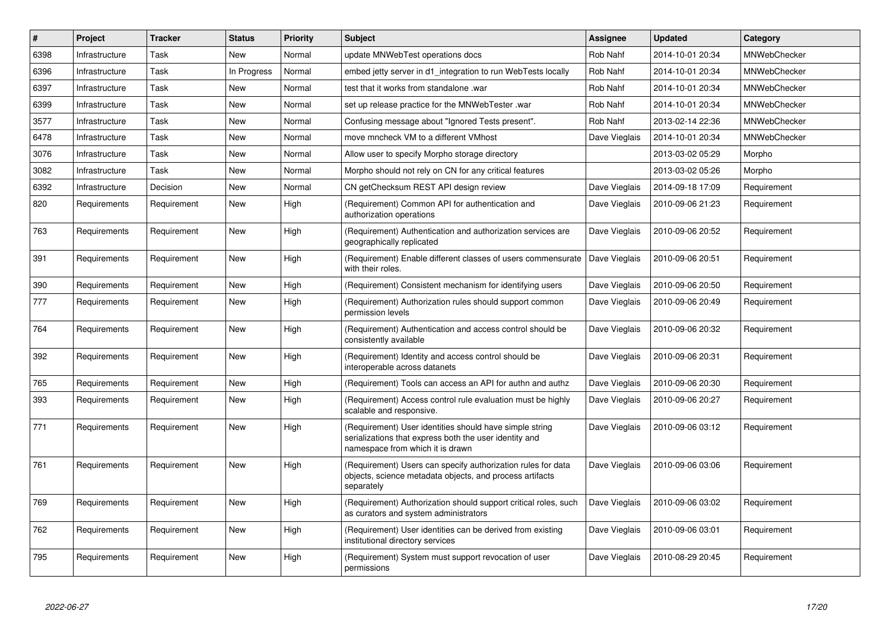| # | Project | Tracker | Status | Priority | Subject | Assignee | Updated | Category |
|---|---|---|---|---|---|---|---|---|
| 6398 | Infrastructure | Task | New | Normal | update MNWebTest operations docs | Rob Nahf | 2014-10-01 20:34 | MNWebChecker |
| 6396 | Infrastructure | Task | In Progress | Normal | embed jetty server in d1_integration to run WebTests locally | Rob Nahf | 2014-10-01 20:34 | MNWebChecker |
| 6397 | Infrastructure | Task | New | Normal | test that it works from standalone .war | Rob Nahf | 2014-10-01 20:34 | MNWebChecker |
| 6399 | Infrastructure | Task | New | Normal | set up release practice for the MNWebTester .war | Rob Nahf | 2014-10-01 20:34 | MNWebChecker |
| 3577 | Infrastructure | Task | New | Normal | Confusing message about "Ignored Tests present". | Rob Nahf | 2013-02-14 22:36 | MNWebChecker |
| 6478 | Infrastructure | Task | New | Normal | move mncheck VM to a different VMhost | Dave Vieglais | 2014-10-01 20:34 | MNWebChecker |
| 3076 | Infrastructure | Task | New | Normal | Allow user to specify Morpho storage directory | | 2013-03-02 05:29 | Morpho |
| 3082 | Infrastructure | Task | New | Normal | Morpho should not rely on CN for any critical features | | 2013-03-02 05:26 | Morpho |
| 6392 | Infrastructure | Decision | New | Normal | CN getChecksum REST API design review | Dave Vieglais | 2014-09-18 17:09 | Requirement |
| 820 | Requirements | Requirement | New | High | (Requirement) Common API for authentication and authorization operations | Dave Vieglais | 2010-09-06 21:23 | Requirement |
| 763 | Requirements | Requirement | New | High | (Requirement) Authentication and authorization services are geographically replicated | Dave Vieglais | 2010-09-06 20:52 | Requirement |
| 391 | Requirements | Requirement | New | High | (Requirement) Enable different classes of users commensurate with their roles. | Dave Vieglais | 2010-09-06 20:51 | Requirement |
| 390 | Requirements | Requirement | New | High | (Requirement) Consistent mechanism for identifying users | Dave Vieglais | 2010-09-06 20:50 | Requirement |
| 777 | Requirements | Requirement | New | High | (Requirement) Authorization rules should support common permission levels | Dave Vieglais | 2010-09-06 20:49 | Requirement |
| 764 | Requirements | Requirement | New | High | (Requirement) Authentication and access control should be consistently available | Dave Vieglais | 2010-09-06 20:32 | Requirement |
| 392 | Requirements | Requirement | New | High | (Requirement) Identity and access control should be interoperable across datanets | Dave Vieglais | 2010-09-06 20:31 | Requirement |
| 765 | Requirements | Requirement | New | High | (Requirement) Tools can access an API for authn and authz | Dave Vieglais | 2010-09-06 20:30 | Requirement |
| 393 | Requirements | Requirement | New | High | (Requirement) Access control rule evaluation must be highly scalable and responsive. | Dave Vieglais | 2010-09-06 20:27 | Requirement |
| 771 | Requirements | Requirement | New | High | (Requirement) User identities should have simple string serializations that express both the user identity and namespace from which it is drawn | Dave Vieglais | 2010-09-06 03:12 | Requirement |
| 761 | Requirements | Requirement | New | High | (Requirement) Users can specify authorization rules for data objects, science metadata objects, and process artifacts separately | Dave Vieglais | 2010-09-06 03:06 | Requirement |
| 769 | Requirements | Requirement | New | High | (Requirement) Authorization should support critical roles, such as curators and system administrators | Dave Vieglais | 2010-09-06 03:02 | Requirement |
| 762 | Requirements | Requirement | New | High | (Requirement) User identities can be derived from existing institutional directory services | Dave Vieglais | 2010-09-06 03:01 | Requirement |
| 795 | Requirements | Requirement | New | High | (Requirement) System must support revocation of user permissions | Dave Vieglais | 2010-08-29 20:45 | Requirement |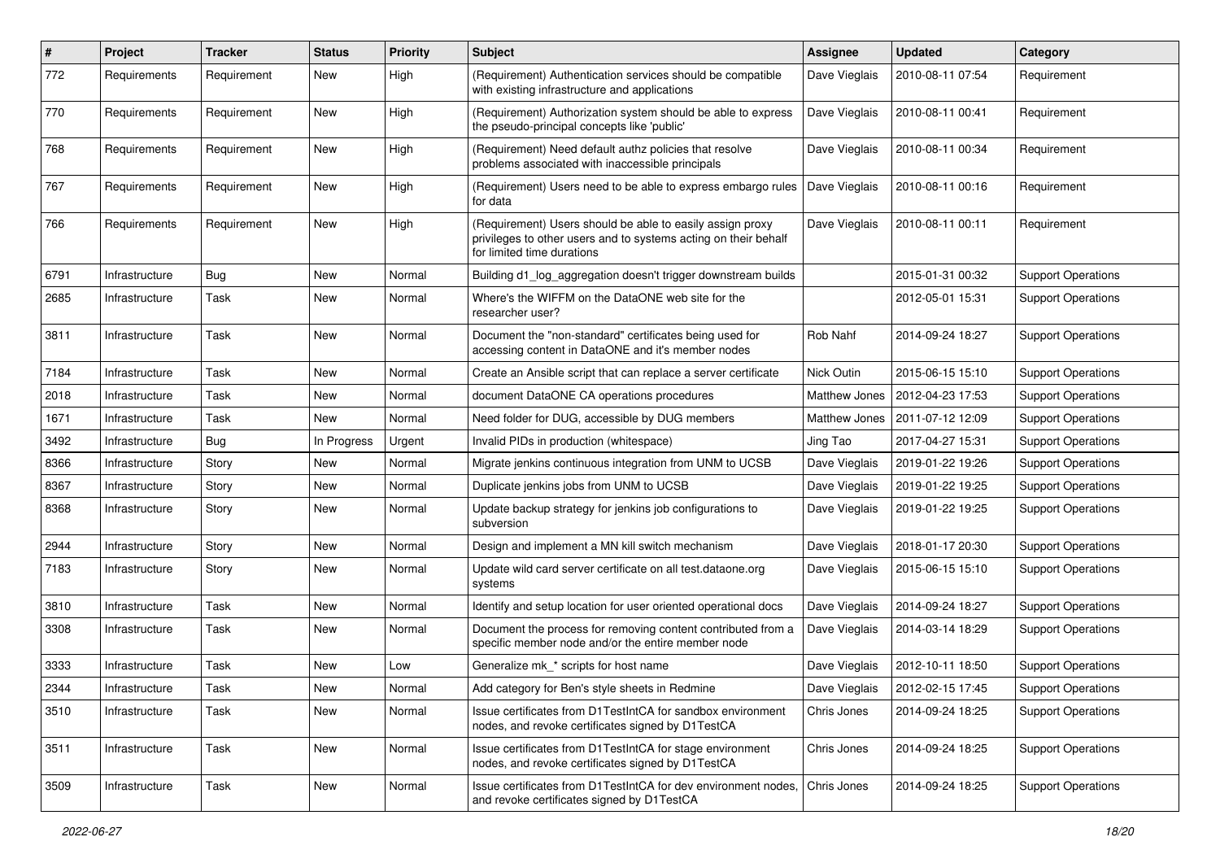| # | Project | Tracker | Status | Priority | Subject | Assignee | Updated | Category |
|---|---|---|---|---|---|---|---|---|
| 772 | Requirements | Requirement | New | High | (Requirement) Authentication services should be compatible with existing infrastructure and applications | Dave Vieglais | 2010-08-11 07:54 | Requirement |
| 770 | Requirements | Requirement | New | High | (Requirement) Authorization system should be able to express the pseudo-principal concepts like 'public' | Dave Vieglais | 2010-08-11 00:41 | Requirement |
| 768 | Requirements | Requirement | New | High | (Requirement) Need default authz policies that resolve problems associated with inaccessible principals | Dave Vieglais | 2010-08-11 00:34 | Requirement |
| 767 | Requirements | Requirement | New | High | (Requirement) Users need to be able to express embargo rules for data | Dave Vieglais | 2010-08-11 00:16 | Requirement |
| 766 | Requirements | Requirement | New | High | (Requirement) Users should be able to easily assign proxy privileges to other users and to systems acting on their behalf for limited time durations | Dave Vieglais | 2010-08-11 00:11 | Requirement |
| 6791 | Infrastructure | Bug | New | Normal | Building d1_log_aggregation doesn't trigger downstream builds | | 2015-01-31 00:32 | Support Operations |
| 2685 | Infrastructure | Task | New | Normal | Where's the WIFFM on the DataONE web site for the researcher user? | | 2012-05-01 15:31 | Support Operations |
| 3811 | Infrastructure | Task | New | Normal | Document the "non-standard" certificates being used for accessing content in DataONE and it's member nodes | Rob Nahf | 2014-09-24 18:27 | Support Operations |
| 7184 | Infrastructure | Task | New | Normal | Create an Ansible script that can replace a server certificate | Nick Outin | 2015-06-15 15:10 | Support Operations |
| 2018 | Infrastructure | Task | New | Normal | document DataONE CA operations procedures | Matthew Jones | 2012-04-23 17:53 | Support Operations |
| 1671 | Infrastructure | Task | New | Normal | Need folder for DUG, accessible by DUG members | Matthew Jones | 2011-07-12 12:09 | Support Operations |
| 3492 | Infrastructure | Bug | In Progress | Urgent | Invalid PIDs in production (whitespace) | Jing Tao | 2017-04-27 15:31 | Support Operations |
| 8366 | Infrastructure | Story | New | Normal | Migrate jenkins continuous integration from UNM to UCSB | Dave Vieglais | 2019-01-22 19:26 | Support Operations |
| 8367 | Infrastructure | Story | New | Normal | Duplicate jenkins jobs from UNM to UCSB | Dave Vieglais | 2019-01-22 19:25 | Support Operations |
| 8368 | Infrastructure | Story | New | Normal | Update backup strategy for jenkins job configurations to subversion | Dave Vieglais | 2019-01-22 19:25 | Support Operations |
| 2944 | Infrastructure | Story | New | Normal | Design and implement a MN kill switch mechanism | Dave Vieglais | 2018-01-17 20:30 | Support Operations |
| 7183 | Infrastructure | Story | New | Normal | Update wild card server certificate on all test.dataone.org systems | Dave Vieglais | 2015-06-15 15:10 | Support Operations |
| 3810 | Infrastructure | Task | New | Normal | Identify and setup location for user oriented operational docs | Dave Vieglais | 2014-09-24 18:27 | Support Operations |
| 3308 | Infrastructure | Task | New | Normal | Document the process for removing content contributed from a specific member node and/or the entire member node | Dave Vieglais | 2014-03-14 18:29 | Support Operations |
| 3333 | Infrastructure | Task | New | Low | Generalize mk_* scripts for host name | Dave Vieglais | 2012-10-11 18:50 | Support Operations |
| 2344 | Infrastructure | Task | New | Normal | Add category for Ben's style sheets in Redmine | Dave Vieglais | 2012-02-15 17:45 | Support Operations |
| 3510 | Infrastructure | Task | New | Normal | Issue certificates from D1TestIntCA for sandbox environment nodes, and revoke certificates signed by D1TestCA | Chris Jones | 2014-09-24 18:25 | Support Operations |
| 3511 | Infrastructure | Task | New | Normal | Issue certificates from D1TestIntCA for stage environment nodes, and revoke certificates signed by D1TestCA | Chris Jones | 2014-09-24 18:25 | Support Operations |
| 3509 | Infrastructure | Task | New | Normal | Issue certificates from D1TestIntCA for dev environment nodes, and revoke certificates signed by D1TestCA | Chris Jones | 2014-09-24 18:25 | Support Operations |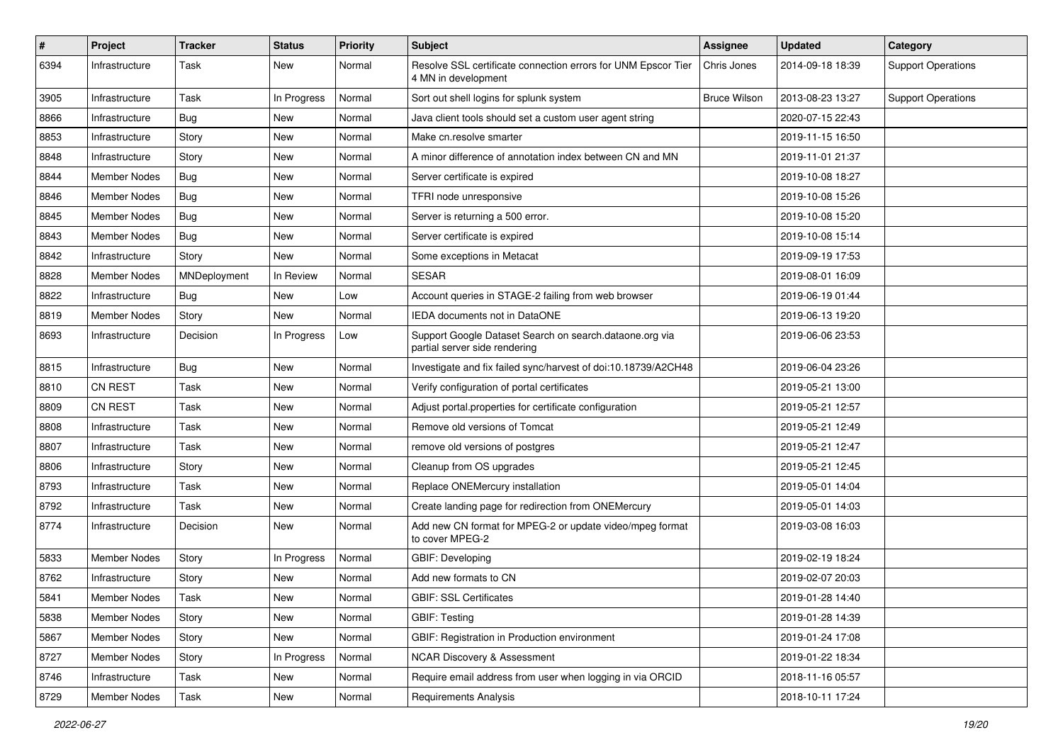| # | Project | Tracker | Status | Priority | Subject | Assignee | Updated | Category |
|---|---|---|---|---|---|---|---|---|
| 6394 | Infrastructure | Task | New | Normal | Resolve SSL certificate connection errors for UNM Epscor Tier 4 MN in development | Chris Jones | 2014-09-18 18:39 | Support Operations |
| 3905 | Infrastructure | Task | In Progress | Normal | Sort out shell logins for splunk system | Bruce Wilson | 2013-08-23 13:27 | Support Operations |
| 8866 | Infrastructure | Bug | New | Normal | Java client tools should set a custom user agent string | | 2020-07-15 22:43 | |
| 8853 | Infrastructure | Story | New | Normal | Make cn.resolve smarter | | 2019-11-15 16:50 | |
| 8848 | Infrastructure | Story | New | Normal | A minor difference of annotation index between CN and MN | | 2019-11-01 21:37 | |
| 8844 | Member Nodes | Bug | New | Normal | Server certificate is expired | | 2019-10-08 18:27 | |
| 8846 | Member Nodes | Bug | New | Normal | TFRI node unresponsive | | 2019-10-08 15:26 | |
| 8845 | Member Nodes | Bug | New | Normal | Server is returning a 500 error. | | 2019-10-08 15:20 | |
| 8843 | Member Nodes | Bug | New | Normal | Server certificate is expired | | 2019-10-08 15:14 | |
| 8842 | Infrastructure | Story | New | Normal | Some exceptions in Metacat | | 2019-09-19 17:53 | |
| 8828 | Member Nodes | MNDeployment | In Review | Normal | SESAR | | 2019-08-01 16:09 | |
| 8822 | Infrastructure | Bug | New | Low | Account queries in STAGE-2 failing from web browser | | 2019-06-19 01:44 | |
| 8819 | Member Nodes | Story | New | Normal | IEDA documents not in DataONE | | 2019-06-13 19:20 | |
| 8693 | Infrastructure | Decision | In Progress | Low | Support Google Dataset Search on search.dataone.org via partial server side rendering | | 2019-06-06 23:53 | |
| 8815 | Infrastructure | Bug | New | Normal | Investigate and fix failed sync/harvest of doi:10.18739/A2CH48 | | 2019-06-04 23:26 | |
| 8810 | CN REST | Task | New | Normal | Verify configuration of portal certificates | | 2019-05-21 13:00 | |
| 8809 | CN REST | Task | New | Normal | Adjust portal.properties for certificate configuration | | 2019-05-21 12:57 | |
| 8808 | Infrastructure | Task | New | Normal | Remove old versions of Tomcat | | 2019-05-21 12:49 | |
| 8807 | Infrastructure | Task | New | Normal | remove old versions of postgres | | 2019-05-21 12:47 | |
| 8806 | Infrastructure | Story | New | Normal | Cleanup from OS upgrades | | 2019-05-21 12:45 | |
| 8793 | Infrastructure | Task | New | Normal | Replace ONEMercury installation | | 2019-05-01 14:04 | |
| 8792 | Infrastructure | Task | New | Normal | Create landing page for redirection from ONEMercury | | 2019-05-01 14:03 | |
| 8774 | Infrastructure | Decision | New | Normal | Add new CN format for MPEG-2 or update video/mpeg format to cover MPEG-2 | | 2019-03-08 16:03 | |
| 5833 | Member Nodes | Story | In Progress | Normal | GBIF: Developing | | 2019-02-19 18:24 | |
| 8762 | Infrastructure | Story | New | Normal | Add new formats to CN | | 2019-02-07 20:03 | |
| 5841 | Member Nodes | Task | New | Normal | GBIF: SSL Certificates | | 2019-01-28 14:40 | |
| 5838 | Member Nodes | Story | New | Normal | GBIF: Testing | | 2019-01-28 14:39 | |
| 5867 | Member Nodes | Story | New | Normal | GBIF: Registration in Production environment | | 2019-01-24 17:08 | |
| 8727 | Member Nodes | Story | In Progress | Normal | NCAR Discovery & Assessment | | 2019-01-22 18:34 | |
| 8746 | Infrastructure | Task | New | Normal | Require email address from user when logging in via ORCID | | 2018-11-16 05:57 | |
| 8729 | Member Nodes | Task | New | Normal | Requirements Analysis | | 2018-10-11 17:24 | |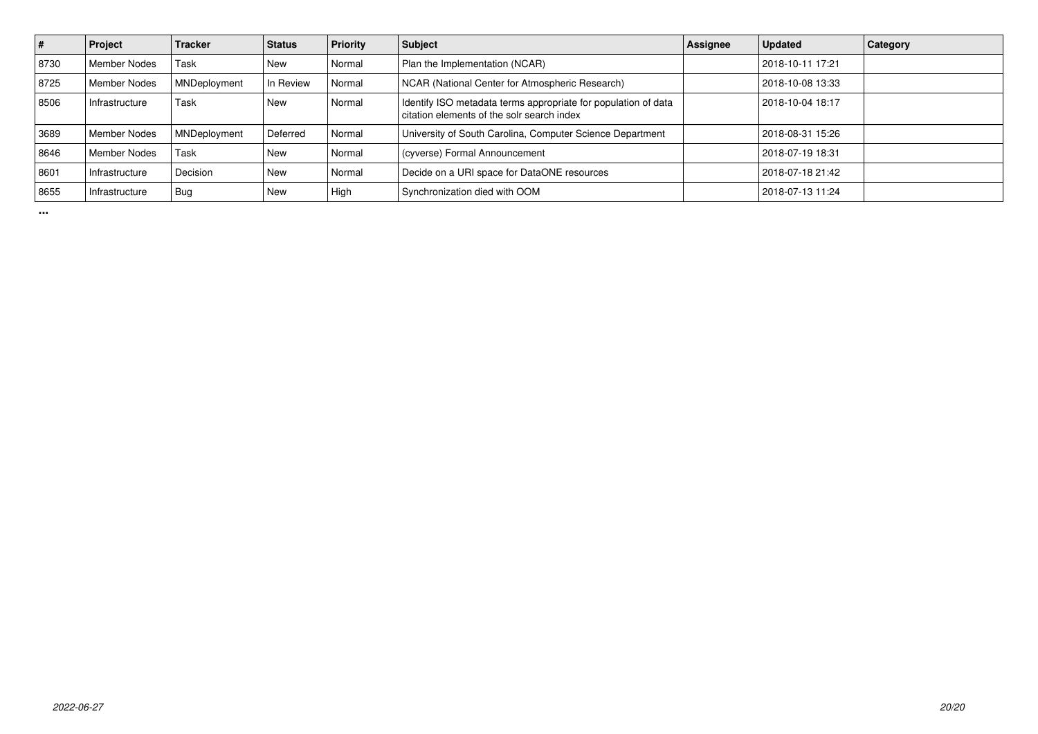| # | Project | Tracker | Status | Priority | Subject | Assignee | Updated | Category |
|---|---|---|---|---|---|---|---|---|
| 8730 | Member Nodes | Task | New | Normal | Plan the Implementation (NCAR) | | 2018-10-11 17:21 | |
| 8725 | Member Nodes | MNDeployment | In Review | Normal | NCAR (National Center for Atmospheric Research) | | 2018-10-08 13:33 | |
| 8506 | Infrastructure | Task | New | Normal | Identify ISO metadata terms appropriate for population of data citation elements of the solr search index | | 2018-10-04 18:17 | |
| 3689 | Member Nodes | MNDeployment | Deferred | Normal | University of South Carolina, Computer Science Department | | 2018-08-31 15:26 | |
| 8646 | Member Nodes | Task | New | Normal | (cyverse) Formal Announcement | | 2018-07-19 18:31 | |
| 8601 | Infrastructure | Decision | New | Normal | Decide on a URI space for DataONE resources | | 2018-07-18 21:42 | |
| 8655 | Infrastructure | Bug | New | High | Synchronization died with OOM | | 2018-07-13 11:24 | |

...